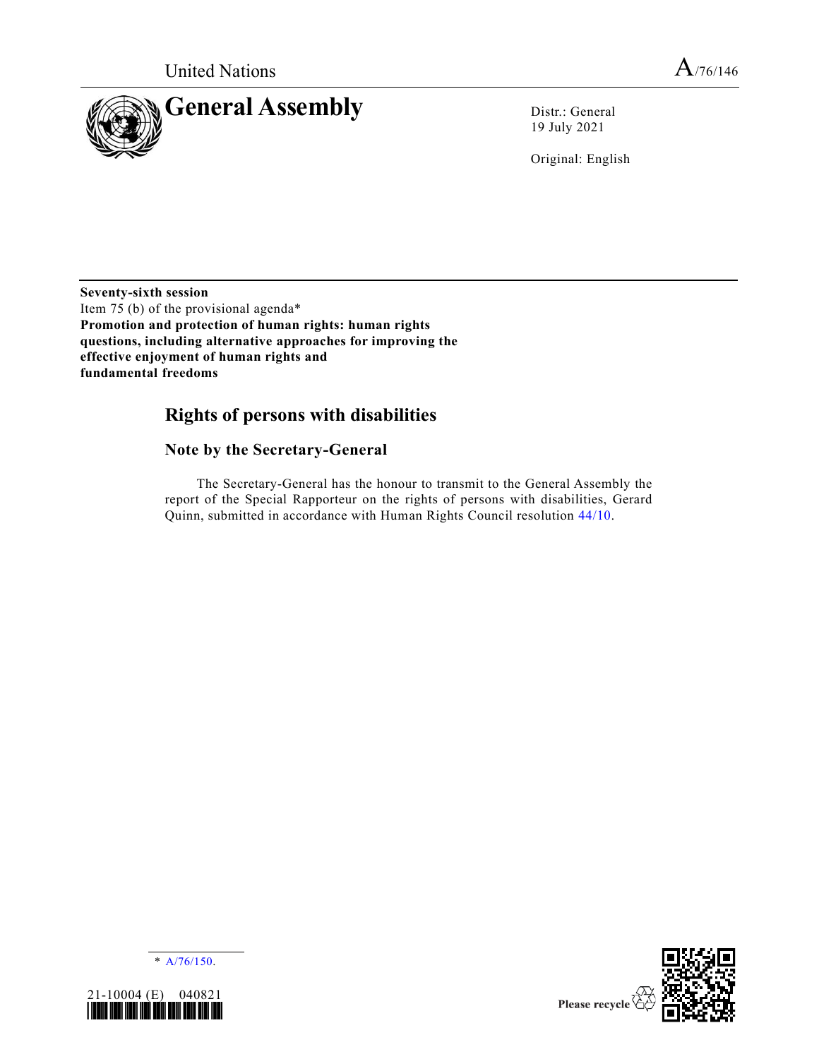United Nations

A/76/146

# General Assembly

Distr.: General
19 July 2021

Original: English

**Seventy-sixth session**
Item 75 (b) of the provisional agenda*
**Promotion and protection of human rights: human rights questions, including alternative approaches for improving the effective enjoyment of human rights and fundamental freedoms**

## Rights of persons with disabilities

### Note by the Secretary-General

The Secretary-General has the honour to transmit to the General Assembly the report of the Special Rapporteur on the rights of persons with disabilities, Gerard Quinn, submitted in accordance with Human Rights Council resolution 44/10.

\* A/76/150.

21-10004 (E) 040821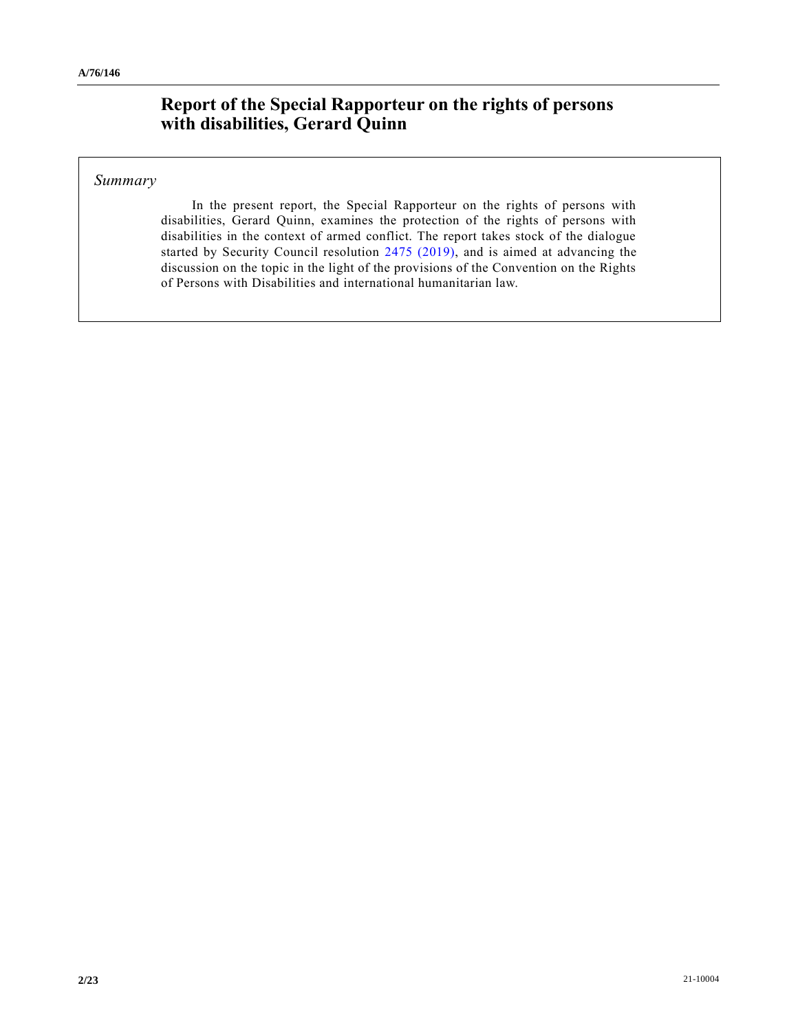# Report of the Special Rapporteur on the rights of persons with disabilities, Gerard Quinn

*Summary*

In the present report, the Special Rapporteur on the rights of persons with disabilities, Gerard Quinn, examines the protection of the rights of persons with disabilities in the context of armed conflict. The report takes stock of the dialogue started by Security Council resolution 2475 (2019), and is aimed at advancing the discussion on the topic in the light of the provisions of the Convention on the Rights of Persons with Disabilities and international humanitarian law.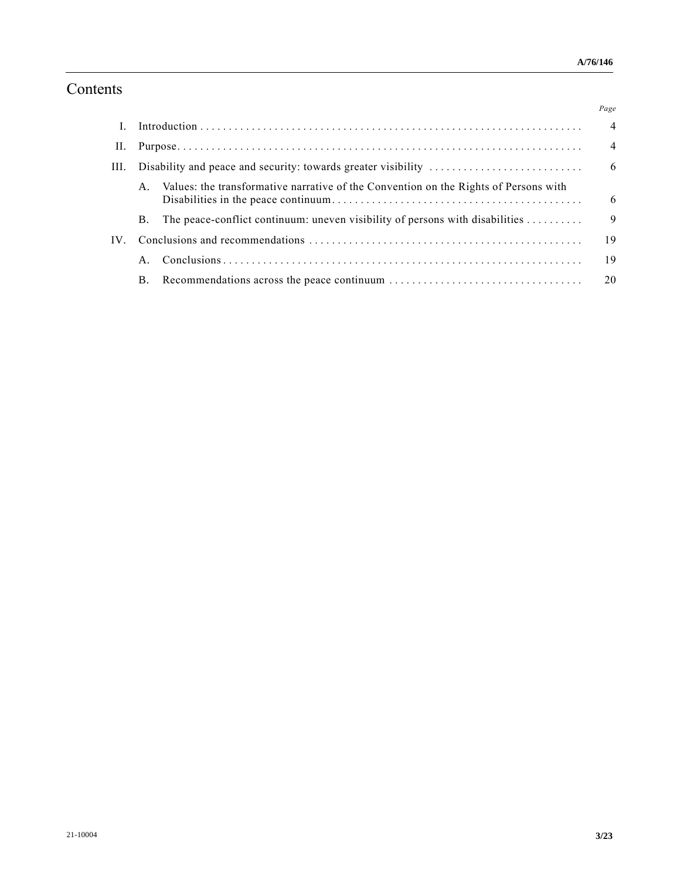# Contents

| | | Page |
|---|---|---|
| I. | Introduction | 4 |
| II. | Purpose | 4 |
| III. | Disability and peace and security: towards greater visibility | 6 |
| | A. Values: the transformative narrative of the Convention on the Rights of Persons with Disabilities in the peace continuum | 6 |
| | B. The peace-conflict continuum: uneven visibility of persons with disabilities | 9 |
| IV. | Conclusions and recommendations | 19 |
| | A. Conclusions | 19 |
| | B. Recommendations across the peace continuum | 20 |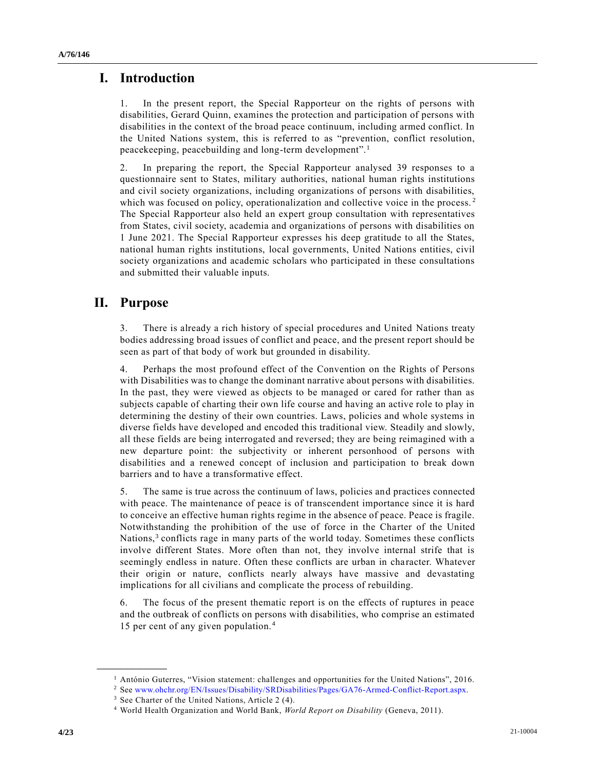# I. Introduction

1. In the present report, the Special Rapporteur on the rights of persons with disabilities, Gerard Quinn, examines the protection and participation of persons with disabilities in the context of the broad peace continuum, including armed conflict. In the United Nations system, this is referred to as "prevention, conflict resolution, peacekeeping, peacebuilding and long-term development".[1]

2. In preparing the report, the Special Rapporteur analysed 39 responses to a questionnaire sent to States, military authorities, national human rights institutions and civil society organizations, including organizations of persons with disabilities, which was focused on policy, operationalization and collective voice in the process.[2] The Special Rapporteur also held an expert group consultation with representatives from States, civil society, academia and organizations of persons with disabilities on 1 June 2021. The Special Rapporteur expresses his deep gratitude to all the States, national human rights institutions, local governments, United Nations entities, civil society organizations and academic scholars who participated in these consultations and submitted their valuable inputs.

# II. Purpose

3. There is already a rich history of special procedures and United Nations treaty bodies addressing broad issues of conflict and peace, and the present report should be seen as part of that body of work but grounded in disability.

4. Perhaps the most profound effect of the Convention on the Rights of Persons with Disabilities was to change the dominant narrative about persons with disabilities. In the past, they were viewed as objects to be managed or cared for rather than as subjects capable of charting their own life course and having an active role to play in determining the destiny of their own countries. Laws, policies and whole systems in diverse fields have developed and encoded this traditional view. Steadily and slowly, all these fields are being interrogated and reversed; they are being reimagined with a new departure point: the subjectivity or inherent personhood of persons with disabilities and a renewed concept of inclusion and participation to break down barriers and to have a transformative effect.

5. The same is true across the continuum of laws, policies and practices connected with peace. The maintenance of peace is of transcendent importance since it is hard to conceive an effective human rights regime in the absence of peace. Peace is fragile. Notwithstanding the prohibition of the use of force in the Charter of the United Nations,[3] conflicts rage in many parts of the world today. Sometimes these conflicts involve different States. More often than not, they involve internal strife that is seemingly endless in nature. Often these conflicts are urban in character. Whatever their origin or nature, conflicts nearly always have massive and devastating implications for all civilians and complicate the process of rebuilding.

6. The focus of the present thematic report is on the effects of ruptures in peace and the outbreak of conflicts on persons with disabilities, who comprise an estimated 15 per cent of any given population.[4]

---

[1] António Guterres, "Vision statement: challenges and opportunities for the United Nations", 2016.

[2] See www.ohchr.org/EN/Issues/Disability/SRDisabilities/Pages/GA76-Armed-Conflict-Report.aspx.

[3] See Charter of the United Nations, Article 2 (4).

[4] World Health Organization and World Bank, *World Report on Disability* (Geneva, 2011).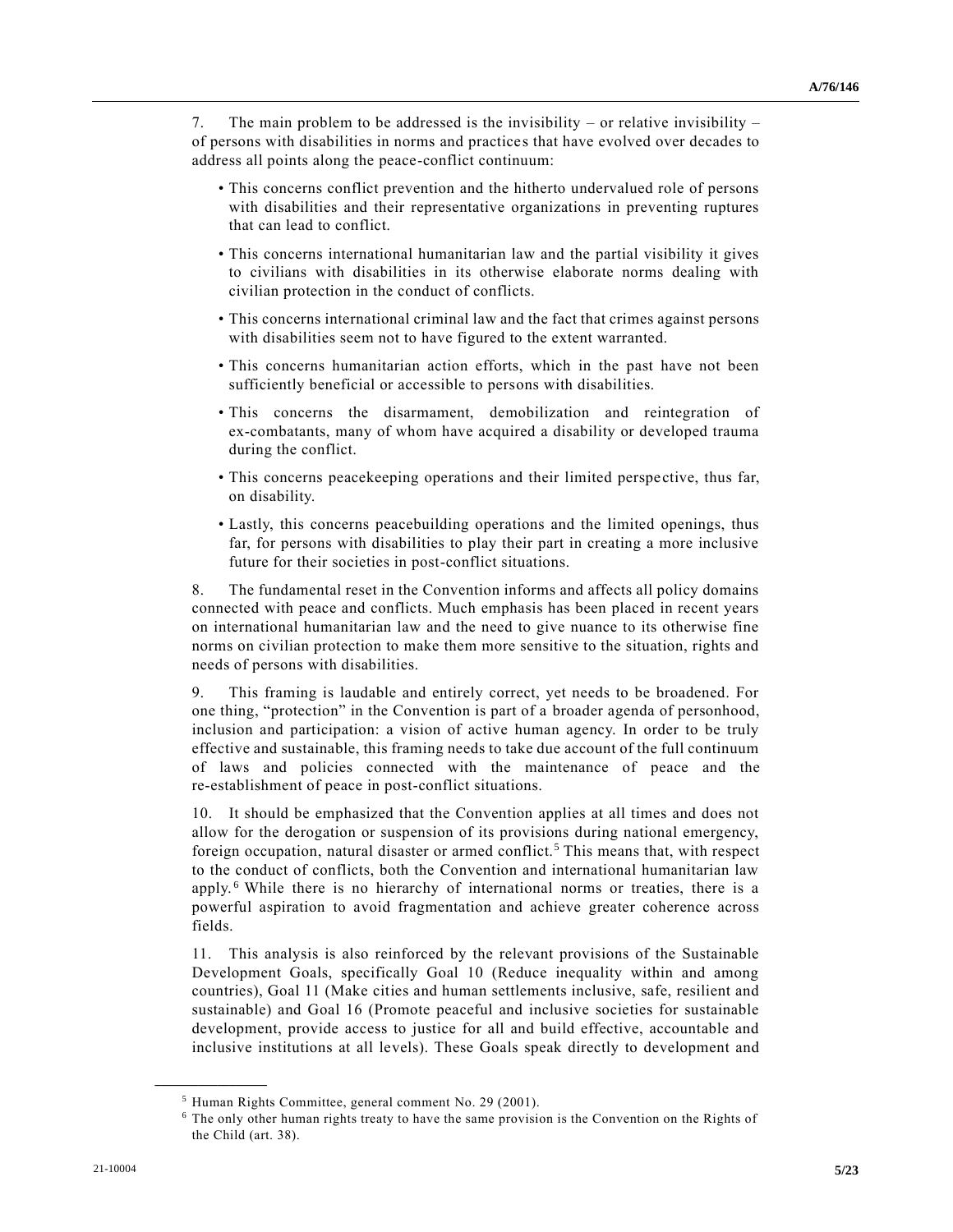7. The main problem to be addressed is the invisibility – or relative invisibility – of persons with disabilities in norms and practices that have evolved over decades to address all points along the peace-conflict continuum:

- This concerns conflict prevention and the hitherto undervalued role of persons with disabilities and their representative organizations in preventing ruptures that can lead to conflict.
- This concerns international humanitarian law and the partial visibility it gives to civilians with disabilities in its otherwise elaborate norms dealing with civilian protection in the conduct of conflicts.
- This concerns international criminal law and the fact that crimes against persons with disabilities seem not to have figured to the extent warranted.
- This concerns humanitarian action efforts, which in the past have not been sufficiently beneficial or accessible to persons with disabilities.
- This concerns the disarmament, demobilization and reintegration of ex-combatants, many of whom have acquired a disability or developed trauma during the conflict.
- This concerns peacekeeping operations and their limited perspective, thus far, on disability.
- Lastly, this concerns peacebuilding operations and the limited openings, thus far, for persons with disabilities to play their part in creating a more inclusive future for their societies in post-conflict situations.

8. The fundamental reset in the Convention informs and affects all policy domains connected with peace and conflicts. Much emphasis has been placed in recent years on international humanitarian law and the need to give nuance to its otherwise fine norms on civilian protection to make them more sensitive to the situation, rights and needs of persons with disabilities.

9. This framing is laudable and entirely correct, yet needs to be broadened. For one thing, "protection" in the Convention is part of a broader agenda of personhood, inclusion and participation: a vision of active human agency. In order to be truly effective and sustainable, this framing needs to take due account of the full continuum of laws and policies connected with the maintenance of peace and the re-establishment of peace in post-conflict situations.

10. It should be emphasized that the Convention applies at all times and does not allow for the derogation or suspension of its provisions during national emergency, foreign occupation, natural disaster or armed conflict.[5] This means that, with respect to the conduct of conflicts, both the Convention and international humanitarian law apply.[6] While there is no hierarchy of international norms or treaties, there is a powerful aspiration to avoid fragmentation and achieve greater coherence across fields.

11. This analysis is also reinforced by the relevant provisions of the Sustainable Development Goals, specifically Goal 10 (Reduce inequality within and among countries), Goal 11 (Make cities and human settlements inclusive, safe, resilient and sustainable) and Goal 16 (Promote peaceful and inclusive societies for sustainable development, provide access to justice for all and build effective, accountable and inclusive institutions at all levels). These Goals speak directly to development and

---

[5] Human Rights Committee, general comment No. 29 (2001).

[6] The only other human rights treaty to have the same provision is the Convention on the Rights of the Child (art. 38).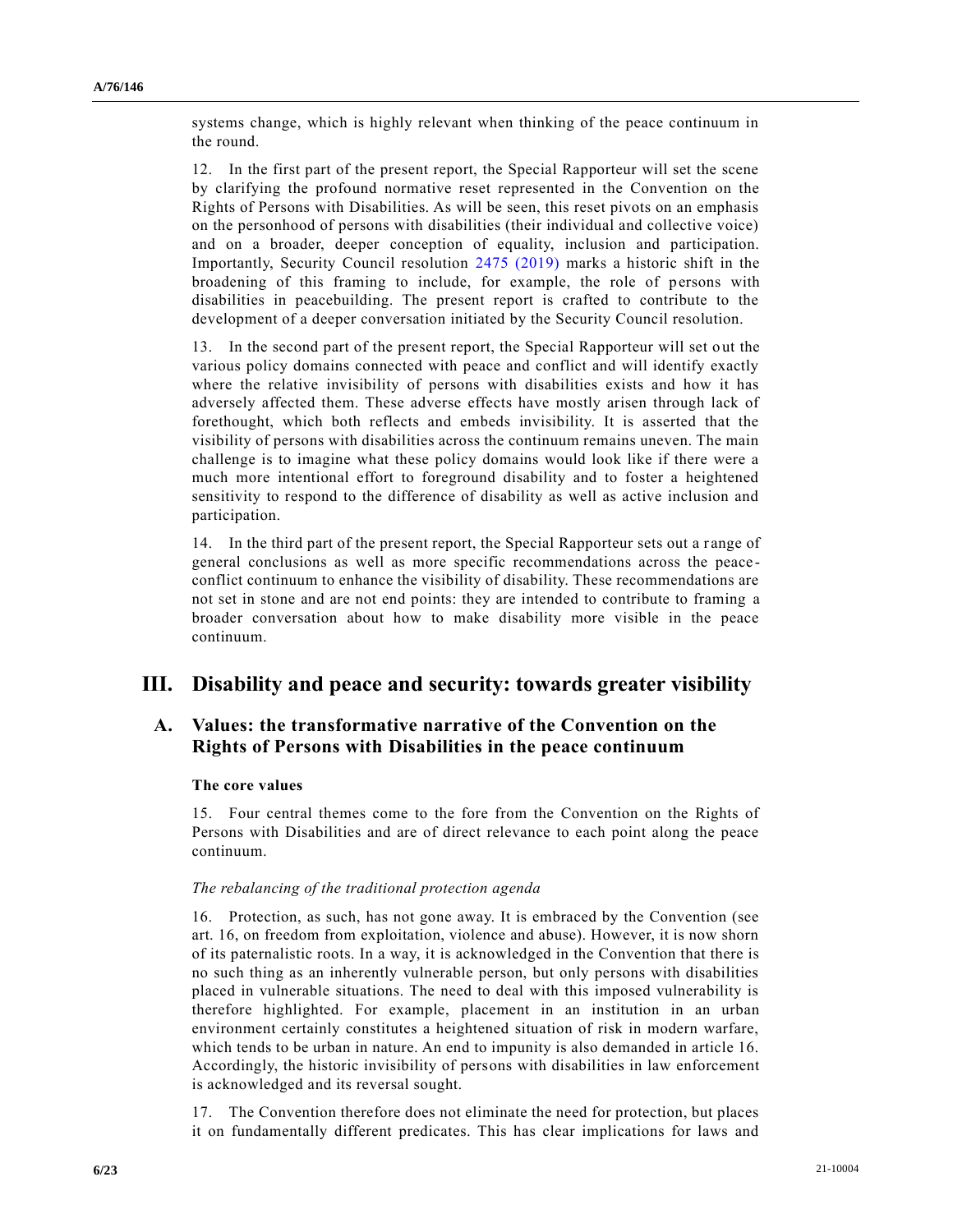systems change, which is highly relevant when thinking of the peace continuum in the round.

12. In the first part of the present report, the Special Rapporteur will set the scene by clarifying the profound normative reset represented in the Convention on the Rights of Persons with Disabilities. As will be seen, this reset pivots on an emphasis on the personhood of persons with disabilities (their individual and collective voice) and on a broader, deeper conception of equality, inclusion and participation. Importantly, Security Council resolution 2475 (2019) marks a historic shift in the broadening of this framing to include, for example, the role of persons with disabilities in peacebuilding. The present report is crafted to contribute to the development of a deeper conversation initiated by the Security Council resolution.

13. In the second part of the present report, the Special Rapporteur will set out the various policy domains connected with peace and conflict and will identify exactly where the relative invisibility of persons with disabilities exists and how it has adversely affected them. These adverse effects have mostly arisen through lack of forethought, which both reflects and embeds invisibility. It is asserted that the visibility of persons with disabilities across the continuum remains uneven. The main challenge is to imagine what these policy domains would look like if there were a much more intentional effort to foreground disability and to foster a heightened sensitivity to respond to the difference of disability as well as active inclusion and participation.

14. In the third part of the present report, the Special Rapporteur sets out a range of general conclusions as well as more specific recommendations across the peace-conflict continuum to enhance the visibility of disability. These recommendations are not set in stone and are not end points: they are intended to contribute to framing a broader conversation about how to make disability more visible in the peace continuum.

# III. Disability and peace and security: towards greater visibility

## A. Values: the transformative narrative of the Convention on the Rights of Persons with Disabilities in the peace continuum

### The core values

15. Four central themes come to the fore from the Convention on the Rights of Persons with Disabilities and are of direct relevance to each point along the peace continuum.

*The rebalancing of the traditional protection agenda*

16. Protection, as such, has not gone away. It is embraced by the Convention (see art. 16, on freedom from exploitation, violence and abuse). However, it is now shorn of its paternalistic roots. In a way, it is acknowledged in the Convention that there is no such thing as an inherently vulnerable person, but only persons with disabilities placed in vulnerable situations. The need to deal with this imposed vulnerability is therefore highlighted. For example, placement in an institution in an urban environment certainly constitutes a heightened situation of risk in modern warfare, which tends to be urban in nature. An end to impunity is also demanded in article 16. Accordingly, the historic invisibility of persons with disabilities in law enforcement is acknowledged and its reversal sought.

17. The Convention therefore does not eliminate the need for protection, but places it on fundamentally different predicates. This has clear implications for laws and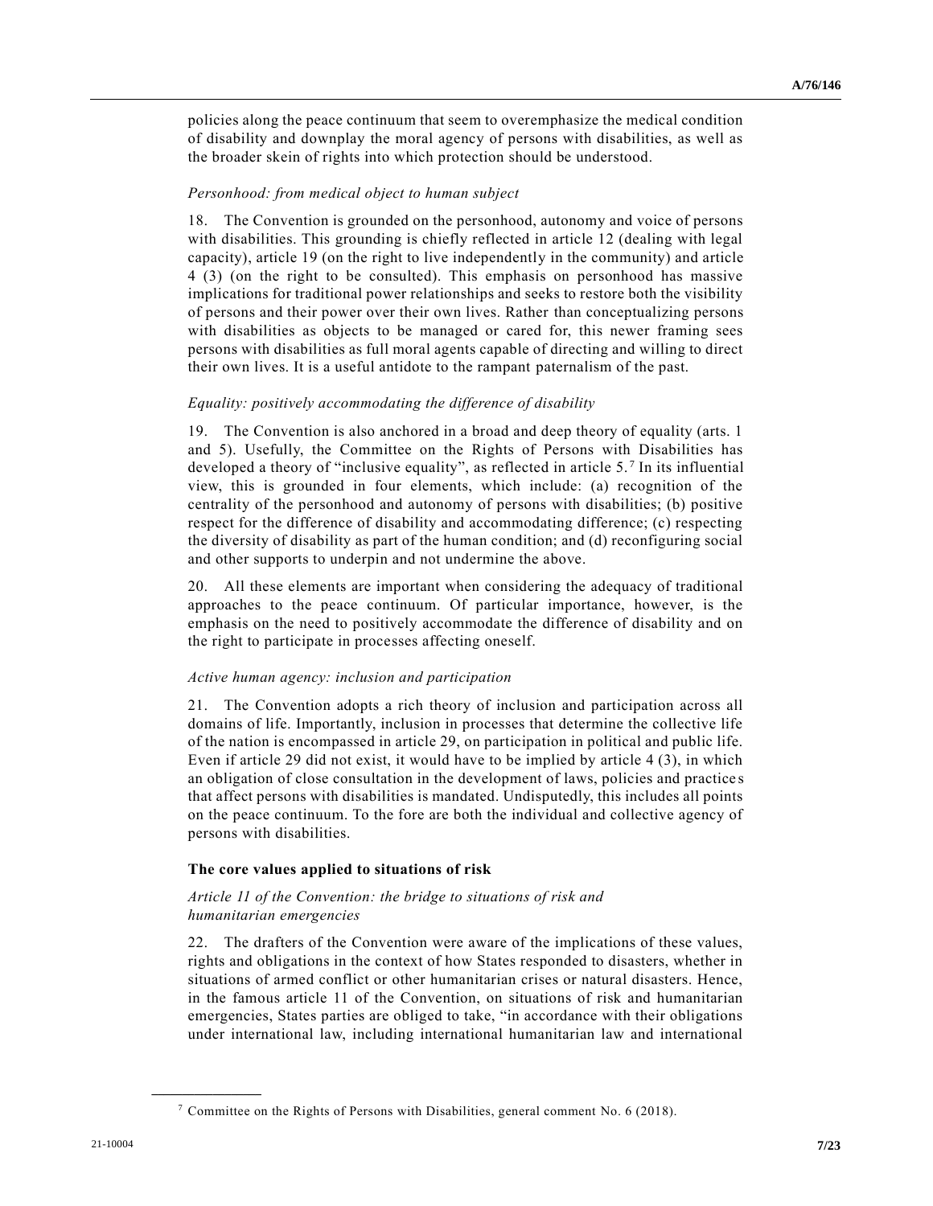policies along the peace continuum that seem to overemphasize the medical condition of disability and downplay the moral agency of persons with disabilities, as well as the broader skein of rights into which protection should be understood.

*Personhood: from medical object to human subject*

18. The Convention is grounded on the personhood, autonomy and voice of persons with disabilities. This grounding is chiefly reflected in article 12 (dealing with legal capacity), article 19 (on the right to live independently in the community) and article 4 (3) (on the right to be consulted). This emphasis on personhood has massive implications for traditional power relationships and seeks to restore both the visibility of persons and their power over their own lives. Rather than conceptualizing persons with disabilities as objects to be managed or cared for, this newer framing sees persons with disabilities as full moral agents capable of directing and willing to direct their own lives. It is a useful antidote to the rampant paternalism of the past.

*Equality: positively accommodating the difference of disability*

19. The Convention is also anchored in a broad and deep theory of equality (arts. 1 and 5). Usefully, the Committee on the Rights of Persons with Disabilities has developed a theory of "inclusive equality", as reflected in article 5.[7] In its influential view, this is grounded in four elements, which include: (a) recognition of the centrality of the personhood and autonomy of persons with disabilities; (b) positive respect for the difference of disability and accommodating difference; (c) respecting the diversity of disability as part of the human condition; and (d) reconfiguring social and other supports to underpin and not undermine the above.

20. All these elements are important when considering the adequacy of traditional approaches to the peace continuum. Of particular importance, however, is the emphasis on the need to positively accommodate the difference of disability and on the right to participate in processes affecting oneself.

*Active human agency: inclusion and participation*

21. The Convention adopts a rich theory of inclusion and participation across all domains of life. Importantly, inclusion in processes that determine the collective life of the nation is encompassed in article 29, on participation in political and public life. Even if article 29 did not exist, it would have to be implied by article 4 (3), in which an obligation of close consultation in the development of laws, policies and practices that affect persons with disabilities is mandated. Undisputedly, this includes all points on the peace continuum. To the fore are both the individual and collective agency of persons with disabilities.

**The core values applied to situations of risk**

*Article 11 of the Convention: the bridge to situations of risk and humanitarian emergencies*

22. The drafters of the Convention were aware of the implications of these values, rights and obligations in the context of how States responded to disasters, whether in situations of armed conflict or other humanitarian crises or natural disasters. Hence, in the famous article 11 of the Convention, on situations of risk and humanitarian emergencies, States parties are obliged to take, "in accordance with their obligations under international law, including international humanitarian law and international

[7] Committee on the Rights of Persons with Disabilities, general comment No. 6 (2018).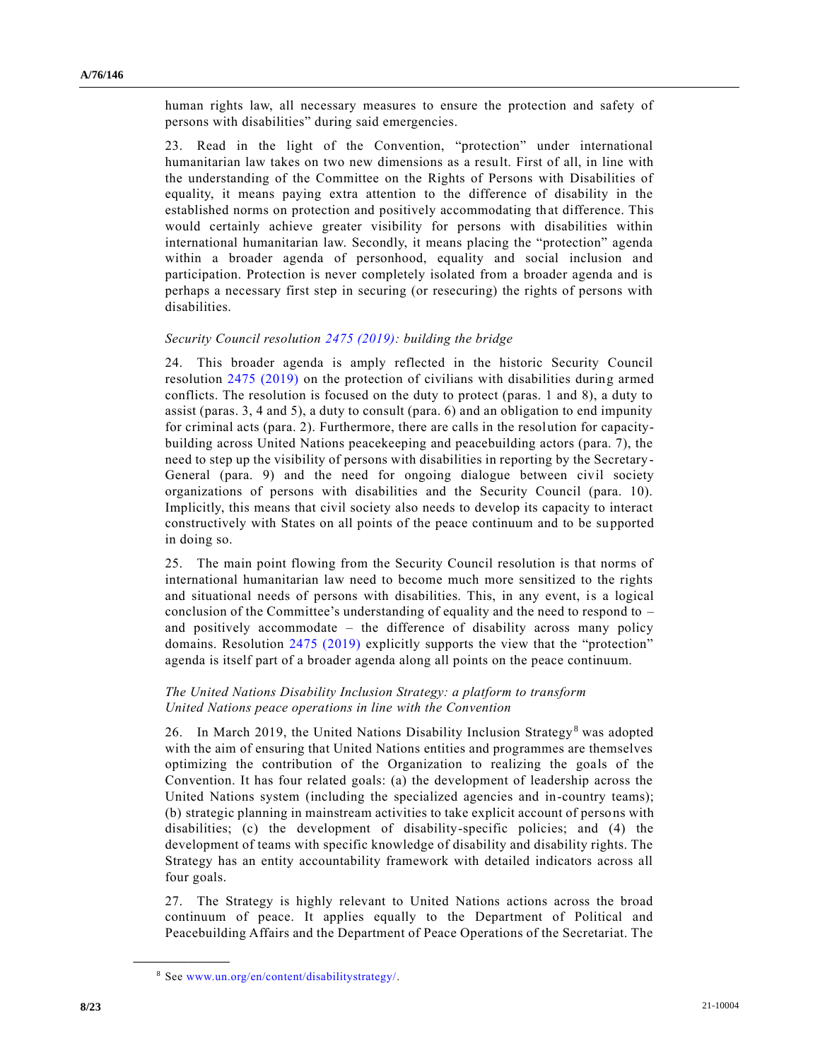human rights law, all necessary measures to ensure the protection and safety of persons with disabilities" during said emergencies.

23. Read in the light of the Convention, "protection" under international humanitarian law takes on two new dimensions as a result. First of all, in line with the understanding of the Committee on the Rights of Persons with Disabilities of equality, it means paying extra attention to the difference of disability in the established norms on protection and positively accommodating that difference. This would certainly achieve greater visibility for persons with disabilities within international humanitarian law. Secondly, it means placing the "protection" agenda within a broader agenda of personhood, equality and social inclusion and participation. Protection is never completely isolated from a broader agenda and is perhaps a necessary first step in securing (or resecuring) the rights of persons with disabilities.

*Security Council resolution 2475 (2019): building the bridge*

24. This broader agenda is amply reflected in the historic Security Council resolution 2475 (2019) on the protection of civilians with disabilities during armed conflicts. The resolution is focused on the duty to protect (paras. 1 and 8), a duty to assist (paras. 3, 4 and 5), a duty to consult (para. 6) and an obligation to end impunity for criminal acts (para. 2). Furthermore, there are calls in the resolution for capacity-building across United Nations peacekeeping and peacebuilding actors (para. 7), the need to step up the visibility of persons with disabilities in reporting by the Secretary-General (para. 9) and the need for ongoing dialogue between civil society organizations of persons with disabilities and the Security Council (para. 10). Implicitly, this means that civil society also needs to develop its capacity to interact constructively with States on all points of the peace continuum and to be supported in doing so.

25. The main point flowing from the Security Council resolution is that norms of international humanitarian law need to become much more sensitized to the rights and situational needs of persons with disabilities. This, in any event, is a logical conclusion of the Committee's understanding of equality and the need to respond to – and positively accommodate – the difference of disability across many policy domains. Resolution 2475 (2019) explicitly supports the view that the "protection" agenda is itself part of a broader agenda along all points on the peace continuum.

*The United Nations Disability Inclusion Strategy: a platform to transform United Nations peace operations in line with the Convention*

26. In March 2019, the United Nations Disability Inclusion Strategy[8] was adopted with the aim of ensuring that United Nations entities and programmes are themselves optimizing the contribution of the Organization to realizing the goals of the Convention. It has four related goals: (a) the development of leadership across the United Nations system (including the specialized agencies and in-country teams); (b) strategic planning in mainstream activities to take explicit account of persons with disabilities; (c) the development of disability-specific policies; and (4) the development of teams with specific knowledge of disability and disability rights. The Strategy has an entity accountability framework with detailed indicators across all four goals.

27. The Strategy is highly relevant to United Nations actions across the broad continuum of peace. It applies equally to the Department of Political and Peacebuilding Affairs and the Department of Peace Operations of the Secretariat. The

[8] See www.un.org/en/content/disabilitystrategy/.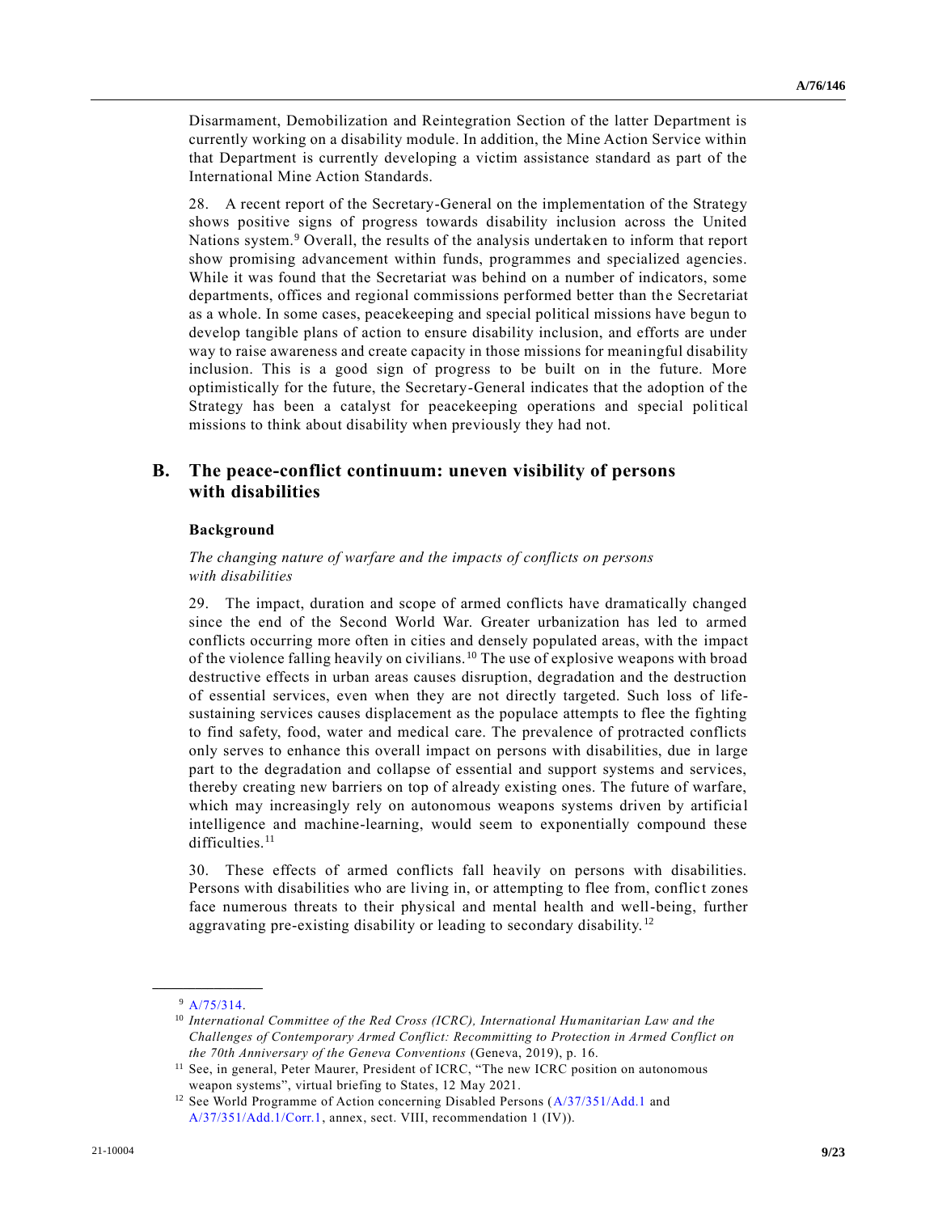Disarmament, Demobilization and Reintegration Section of the latter Department is currently working on a disability module. In addition, the Mine Action Service within that Department is currently developing a victim assistance standard as part of the International Mine Action Standards.

28. A recent report of the Secretary-General on the implementation of the Strategy shows positive signs of progress towards disability inclusion across the United Nations system.[9] Overall, the results of the analysis undertaken to inform that report show promising advancement within funds, programmes and specialized agencies. While it was found that the Secretariat was behind on a number of indicators, some departments, offices and regional commissions performed better than the Secretariat as a whole. In some cases, peacekeeping and special political missions have begun to develop tangible plans of action to ensure disability inclusion, and efforts are under way to raise awareness and create capacity in those missions for meaningful disability inclusion. This is a good sign of progress to be built on in the future. More optimistically for the future, the Secretary-General indicates that the adoption of the Strategy has been a catalyst for peacekeeping operations and special political missions to think about disability when previously they had not.

## B. The peace-conflict continuum: uneven visibility of persons with disabilities

### Background

*The changing nature of warfare and the impacts of conflicts on persons with disabilities*

29. The impact, duration and scope of armed conflicts have dramatically changed since the end of the Second World War. Greater urbanization has led to armed conflicts occurring more often in cities and densely populated areas, with the impact of the violence falling heavily on civilians.[10] The use of explosive weapons with broad destructive effects in urban areas causes disruption, degradation and the destruction of essential services, even when they are not directly targeted. Such loss of life-sustaining services causes displacement as the populace attempts to flee the fighting to find safety, food, water and medical care. The prevalence of protracted conflicts only serves to enhance this overall impact on persons with disabilities, due in large part to the degradation and collapse of essential and support systems and services, thereby creating new barriers on top of already existing ones. The future of warfare, which may increasingly rely on autonomous weapons systems driven by artificial intelligence and machine-learning, would seem to exponentially compound these difficulties.[11]

30. These effects of armed conflicts fall heavily on persons with disabilities. Persons with disabilities who are living in, or attempting to flee from, conflict zones face numerous threats to their physical and mental health and well-being, further aggravating pre-existing disability or leading to secondary disability.[12]

---

[9] A/75/314.

[10] *International Committee of the Red Cross (ICRC), International Humanitarian Law and the Challenges of Contemporary Armed Conflict: Recommitting to Protection in Armed Conflict on the 70th Anniversary of the Geneva Conventions* (Geneva, 2019), p. 16.

[11] See, in general, Peter Maurer, President of ICRC, "The new ICRC position on autonomous weapon systems", virtual briefing to States, 12 May 2021.

[12] See World Programme of Action concerning Disabled Persons (A/37/351/Add.1 and A/37/351/Add.1/Corr.1, annex, sect. VIII, recommendation 1 (IV)).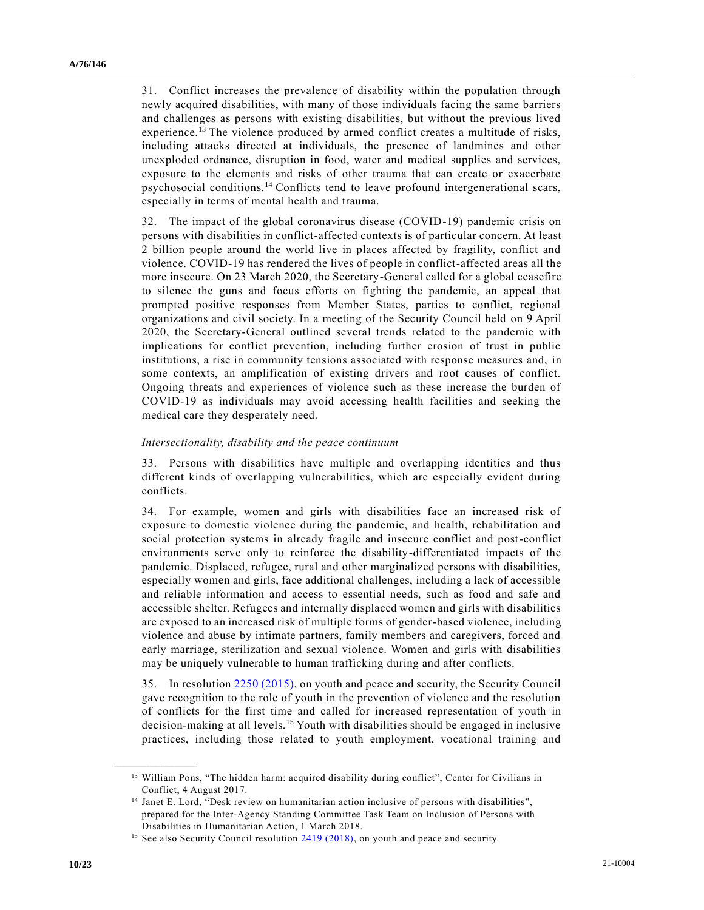31. Conflict increases the prevalence of disability within the population through newly acquired disabilities, with many of those individuals facing the same barriers and challenges as persons with existing disabilities, but without the previous lived experience.[13] The violence produced by armed conflict creates a multitude of risks, including attacks directed at individuals, the presence of landmines and other unexploded ordnance, disruption in food, water and medical supplies and services, exposure to the elements and risks of other trauma that can create or exacerbate psychosocial conditions.[14] Conflicts tend to leave profound intergenerational scars, especially in terms of mental health and trauma.

32. The impact of the global coronavirus disease (COVID-19) pandemic crisis on persons with disabilities in conflict-affected contexts is of particular concern. At least 2 billion people around the world live in places affected by fragility, conflict and violence. COVID-19 has rendered the lives of people in conflict-affected areas all the more insecure. On 23 March 2020, the Secretary-General called for a global ceasefire to silence the guns and focus efforts on fighting the pandemic, an appeal that prompted positive responses from Member States, parties to conflict, regional organizations and civil society. In a meeting of the Security Council held on 9 April 2020, the Secretary-General outlined several trends related to the pandemic with implications for conflict prevention, including further erosion of trust in public institutions, a rise in community tensions associated with response measures and, in some contexts, an amplification of existing drivers and root causes of conflict. Ongoing threats and experiences of violence such as these increase the burden of COVID-19 as individuals may avoid accessing health facilities and seeking the medical care they desperately need.

*Intersectionality, disability and the peace continuum*

33. Persons with disabilities have multiple and overlapping identities and thus different kinds of overlapping vulnerabilities, which are especially evident during conflicts.

34. For example, women and girls with disabilities face an increased risk of exposure to domestic violence during the pandemic, and health, rehabilitation and social protection systems in already fragile and insecure conflict and post-conflict environments serve only to reinforce the disability-differentiated impacts of the pandemic. Displaced, refugee, rural and other marginalized persons with disabilities, especially women and girls, face additional challenges, including a lack of accessible and reliable information and access to essential needs, such as food and safe and accessible shelter. Refugees and internally displaced women and girls with disabilities are exposed to an increased risk of multiple forms of gender-based violence, including violence and abuse by intimate partners, family members and caregivers, forced and early marriage, sterilization and sexual violence. Women and girls with disabilities may be uniquely vulnerable to human trafficking during and after conflicts.

35. In resolution 2250 (2015), on youth and peace and security, the Security Council gave recognition to the role of youth in the prevention of violence and the resolution of conflicts for the first time and called for increased representation of youth in decision-making at all levels.[15] Youth with disabilities should be engaged in inclusive practices, including those related to youth employment, vocational training and

---

[13] William Pons, "The hidden harm: acquired disability during conflict", Center for Civilians in Conflict, 4 August 2017.

[14] Janet E. Lord, "Desk review on humanitarian action inclusive of persons with disabilities", prepared for the Inter-Agency Standing Committee Task Team on Inclusion of Persons with Disabilities in Humanitarian Action, 1 March 2018.

[15] See also Security Council resolution 2419 (2018), on youth and peace and security.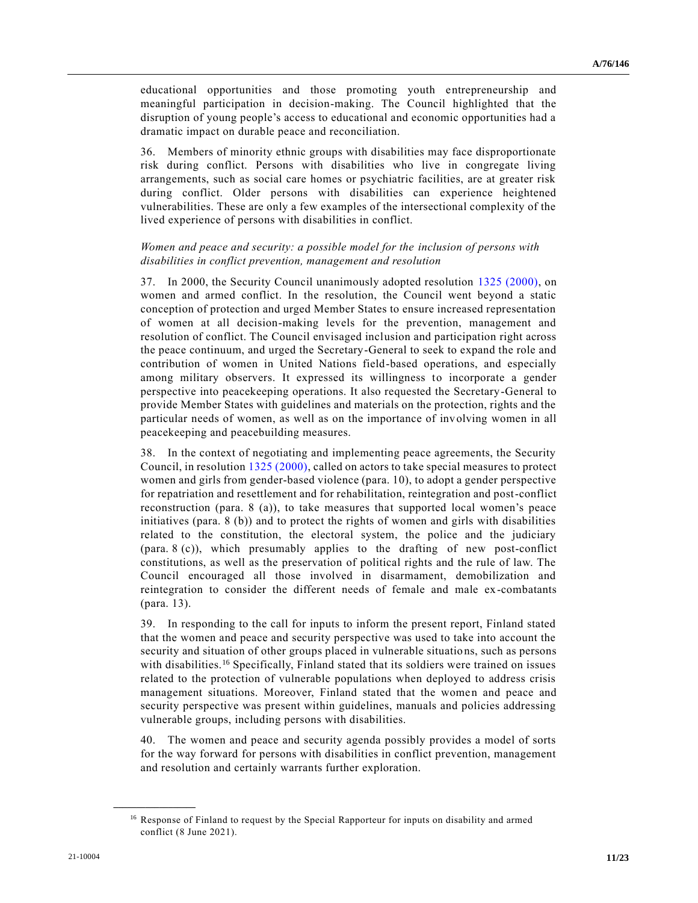educational opportunities and those promoting youth entrepreneurship and meaningful participation in decision-making. The Council highlighted that the disruption of young people's access to educational and economic opportunities had a dramatic impact on durable peace and reconciliation.

36. Members of minority ethnic groups with disabilities may face disproportionate risk during conflict. Persons with disabilities who live in congregate living arrangements, such as social care homes or psychiatric facilities, are at greater risk during conflict. Older persons with disabilities can experience heightened vulnerabilities. These are only a few examples of the intersectional complexity of the lived experience of persons with disabilities in conflict.

*Women and peace and security: a possible model for the inclusion of persons with disabilities in conflict prevention, management and resolution*

37. In 2000, the Security Council unanimously adopted resolution 1325 (2000), on women and armed conflict. In the resolution, the Council went beyond a static conception of protection and urged Member States to ensure increased representation of women at all decision-making levels for the prevention, management and resolution of conflict. The Council envisaged inclusion and participation right across the peace continuum, and urged the Secretary-General to seek to expand the role and contribution of women in United Nations field-based operations, and especially among military observers. It expressed its willingness to incorporate a gender perspective into peacekeeping operations. It also requested the Secretary-General to provide Member States with guidelines and materials on the protection, rights and the particular needs of women, as well as on the importance of involving women in all peacekeeping and peacebuilding measures.

38. In the context of negotiating and implementing peace agreements, the Security Council, in resolution 1325 (2000), called on actors to take special measures to protect women and girls from gender-based violence (para. 10), to adopt a gender perspective for repatriation and resettlement and for rehabilitation, reintegration and post-conflict reconstruction (para. 8 (a)), to take measures that supported local women's peace initiatives (para. 8 (b)) and to protect the rights of women and girls with disabilities related to the constitution, the electoral system, the police and the judiciary (para. 8 (c)), which presumably applies to the drafting of new post-conflict constitutions, as well as the preservation of political rights and the rule of law. The Council encouraged all those involved in disarmament, demobilization and reintegration to consider the different needs of female and male ex-combatants (para. 13).

39. In responding to the call for inputs to inform the present report, Finland stated that the women and peace and security perspective was used to take into account the security and situation of other groups placed in vulnerable situations, such as persons with disabilities.[16] Specifically, Finland stated that its soldiers were trained on issues related to the protection of vulnerable populations when deployed to address crisis management situations. Moreover, Finland stated that the women and peace and security perspective was present within guidelines, manuals and policies addressing vulnerable groups, including persons with disabilities.

40. The women and peace and security agenda possibly provides a model of sorts for the way forward for persons with disabilities in conflict prevention, management and resolution and certainly warrants further exploration.

[16] Response of Finland to request by the Special Rapporteur for inputs on disability and armed conflict (8 June 2021).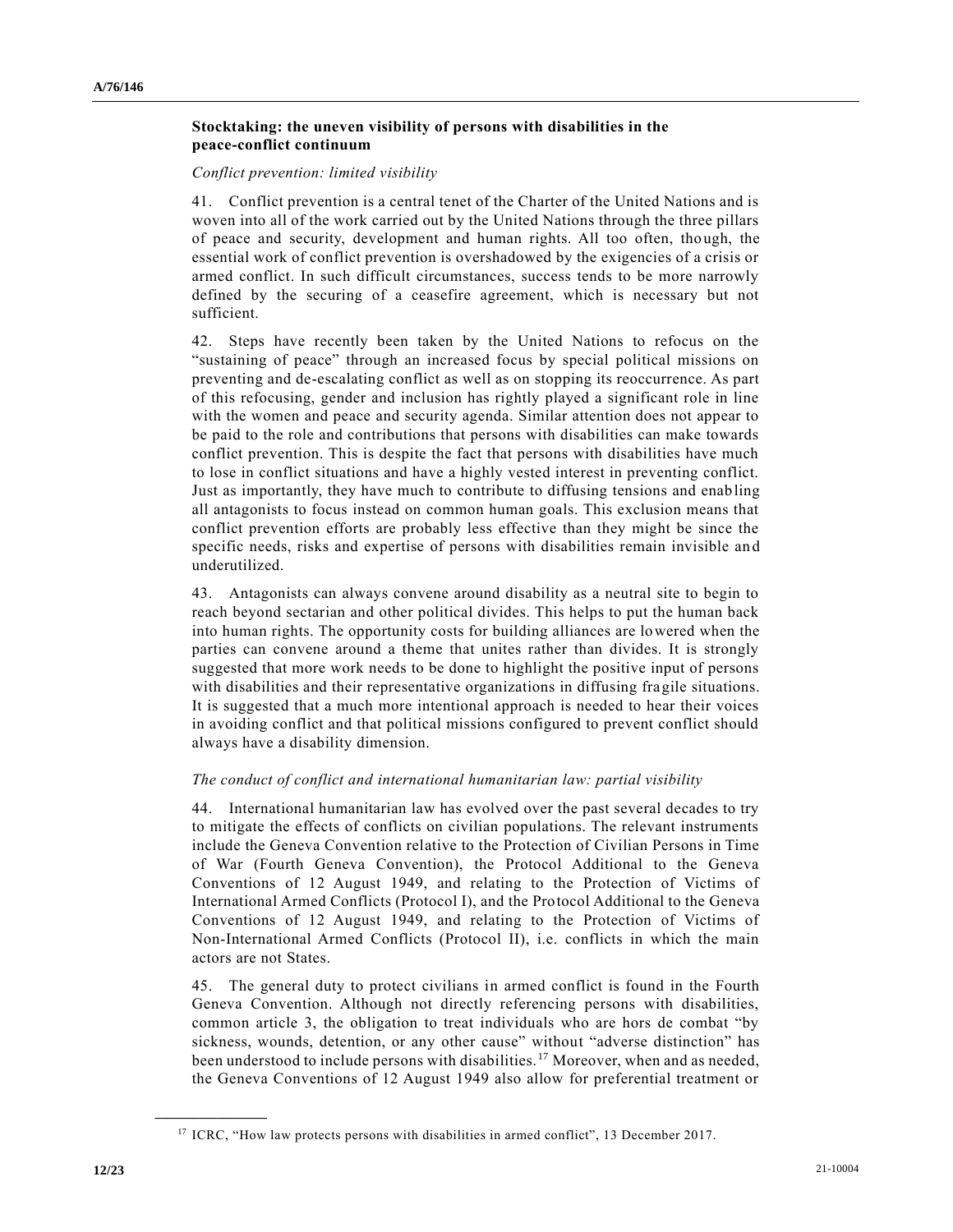### Stocktaking: the uneven visibility of persons with disabilities in the peace-conflict continuum

*Conflict prevention: limited visibility*

41. Conflict prevention is a central tenet of the Charter of the United Nations and is woven into all of the work carried out by the United Nations through the three pillars of peace and security, development and human rights. All too often, though, the essential work of conflict prevention is overshadowed by the exigencies of a crisis or armed conflict. In such difficult circumstances, success tends to be more narrowly defined by the securing of a ceasefire agreement, which is necessary but not sufficient.

42. Steps have recently been taken by the United Nations to refocus on the "sustaining of peace" through an increased focus by special political missions on preventing and de-escalating conflict as well as on stopping its reoccurrence. As part of this refocusing, gender and inclusion has rightly played a significant role in line with the women and peace and security agenda. Similar attention does not appear to be paid to the role and contributions that persons with disabilities can make towards conflict prevention. This is despite the fact that persons with disabilities have much to lose in conflict situations and have a highly vested interest in preventing conflict. Just as importantly, they have much to contribute to diffusing tensions and enabling all antagonists to focus instead on common human goals. This exclusion means that conflict prevention efforts are probably less effective than they might be since the specific needs, risks and expertise of persons with disabilities remain invisible and underutilized.

43. Antagonists can always convene around disability as a neutral site to begin to reach beyond sectarian and other political divides. This helps to put the human back into human rights. The opportunity costs for building alliances are lowered when the parties can convene around a theme that unites rather than divides. It is strongly suggested that more work needs to be done to highlight the positive input of persons with disabilities and their representative organizations in diffusing fragile situations. It is suggested that a much more intentional approach is needed to hear their voices in avoiding conflict and that political missions configured to prevent conflict should always have a disability dimension.

*The conduct of conflict and international humanitarian law: partial visibility*

44. International humanitarian law has evolved over the past several decades to try to mitigate the effects of conflicts on civilian populations. The relevant instruments include the Geneva Convention relative to the Protection of Civilian Persons in Time of War (Fourth Geneva Convention), the Protocol Additional to the Geneva Conventions of 12 August 1949, and relating to the Protection of Victims of International Armed Conflicts (Protocol I), and the Protocol Additional to the Geneva Conventions of 12 August 1949, and relating to the Protection of Victims of Non-International Armed Conflicts (Protocol II), i.e. conflicts in which the main actors are not States.

45. The general duty to protect civilians in armed conflict is found in the Fourth Geneva Convention. Although not directly referencing persons with disabilities, common article 3, the obligation to treat individuals who are hors de combat "by sickness, wounds, detention, or any other cause" without "adverse distinction" has been understood to include persons with disabilities.[17] Moreover, when and as needed, the Geneva Conventions of 12 August 1949 also allow for preferential treatment or

---

[17] ICRC, "How law protects persons with disabilities in armed conflict", 13 December 2017.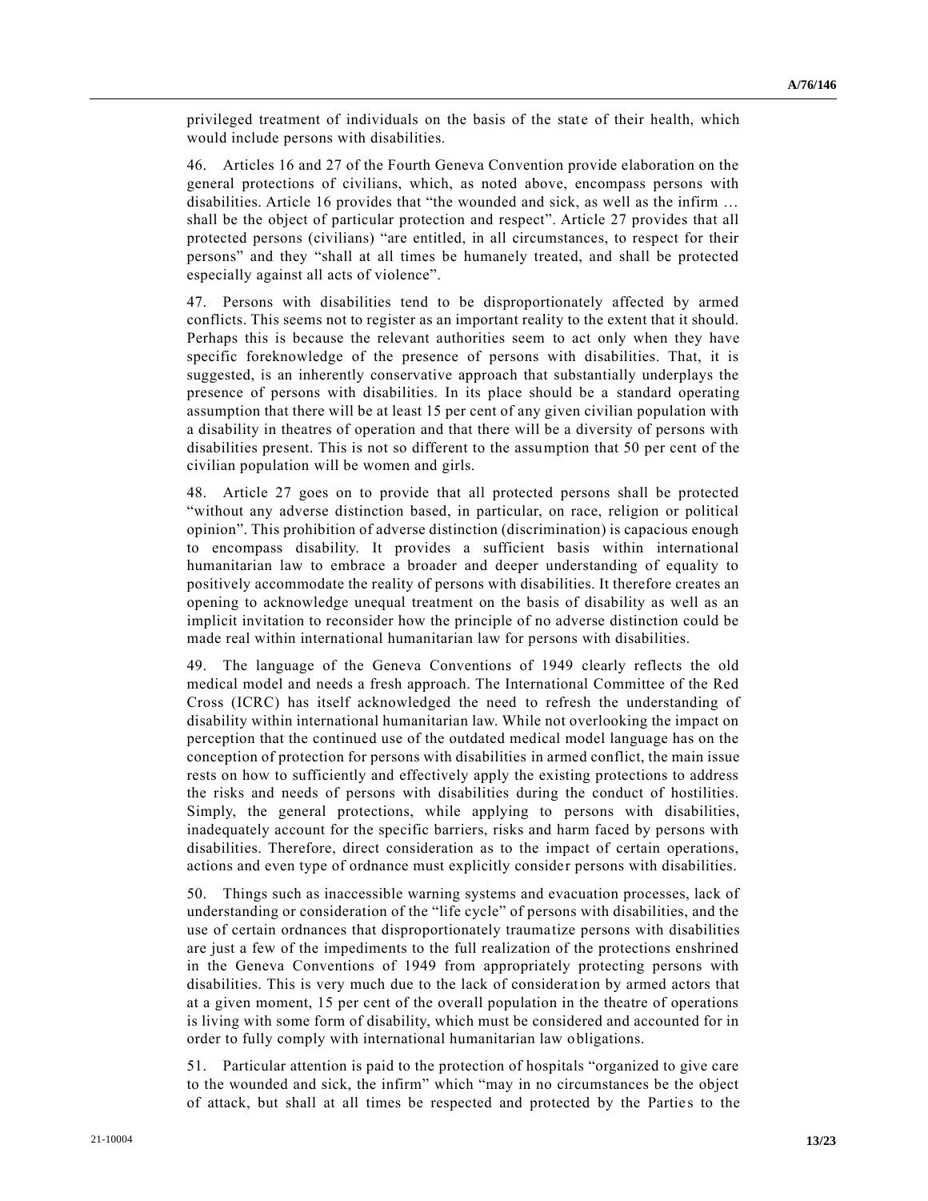privileged treatment of individuals on the basis of the state of their health, which would include persons with disabilities.

46. Articles 16 and 27 of the Fourth Geneva Convention provide elaboration on the general protections of civilians, which, as noted above, encompass persons with disabilities. Article 16 provides that "the wounded and sick, as well as the infirm … shall be the object of particular protection and respect". Article 27 provides that all protected persons (civilians) "are entitled, in all circumstances, to respect for their persons" and they "shall at all times be humanely treated, and shall be protected especially against all acts of violence".

47. Persons with disabilities tend to be disproportionately affected by armed conflicts. This seems not to register as an important reality to the extent that it should. Perhaps this is because the relevant authorities seem to act only when they have specific foreknowledge of the presence of persons with disabilities. That, it is suggested, is an inherently conservative approach that substantially underplays the presence of persons with disabilities. In its place should be a standard operating assumption that there will be at least 15 per cent of any given civilian population with a disability in theatres of operation and that there will be a diversity of persons with disabilities present. This is not so different to the assumption that 50 per cent of the civilian population will be women and girls.

48. Article 27 goes on to provide that all protected persons shall be protected "without any adverse distinction based, in particular, on race, religion or political opinion". This prohibition of adverse distinction (discrimination) is capacious enough to encompass disability. It provides a sufficient basis within international humanitarian law to embrace a broader and deeper understanding of equality to positively accommodate the reality of persons with disabilities. It therefore creates an opening to acknowledge unequal treatment on the basis of disability as well as an implicit invitation to reconsider how the principle of no adverse distinction could be made real within international humanitarian law for persons with disabilities.

49. The language of the Geneva Conventions of 1949 clearly reflects the old medical model and needs a fresh approach. The International Committee of the Red Cross (ICRC) has itself acknowledged the need to refresh the understanding of disability within international humanitarian law. While not overlooking the impact on perception that the continued use of the outdated medical model language has on the conception of protection for persons with disabilities in armed conflict, the main issue rests on how to sufficiently and effectively apply the existing protections to address the risks and needs of persons with disabilities during the conduct of hostilities. Simply, the general protections, while applying to persons with disabilities, inadequately account for the specific barriers, risks and harm faced by persons with disabilities. Therefore, direct consideration as to the impact of certain operations, actions and even type of ordnance must explicitly consider persons with disabilities.

50. Things such as inaccessible warning systems and evacuation processes, lack of understanding or consideration of the "life cycle" of persons with disabilities, and the use of certain ordnances that disproportionately traumatize persons with disabilities are just a few of the impediments to the full realization of the protections enshrined in the Geneva Conventions of 1949 from appropriately protecting persons with disabilities. This is very much due to the lack of consideration by armed actors that at a given moment, 15 per cent of the overall population in the theatre of operations is living with some form of disability, which must be considered and accounted for in order to fully comply with international humanitarian law obligations.

51. Particular attention is paid to the protection of hospitals "organized to give care to the wounded and sick, the infirm" which "may in no circumstances be the object of attack, but shall at all times be respected and protected by the Parties to the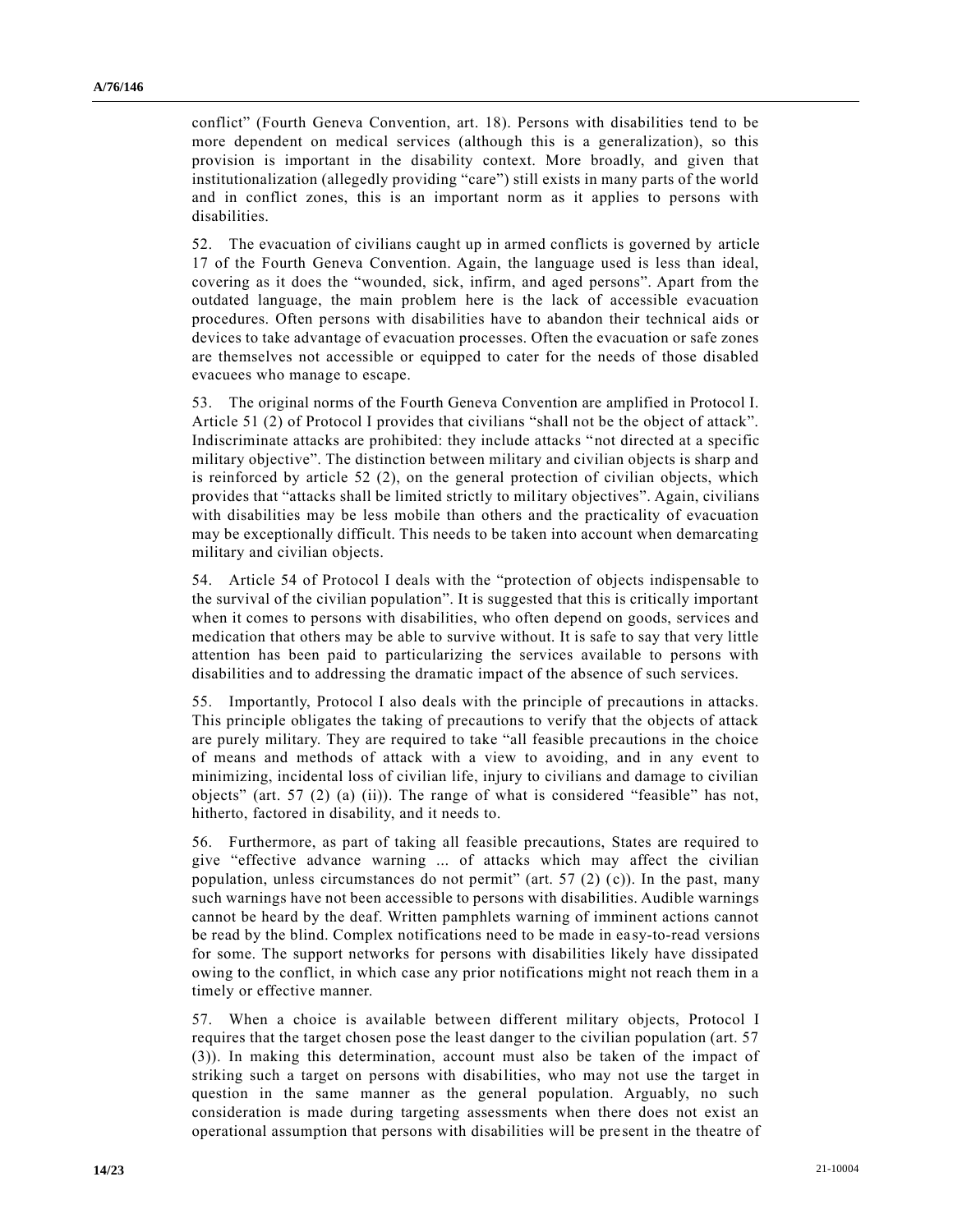conflict" (Fourth Geneva Convention, art. 18). Persons with disabilities tend to be more dependent on medical services (although this is a generalization), so this provision is important in the disability context. More broadly, and given that institutionalization (allegedly providing "care") still exists in many parts of the world and in conflict zones, this is an important norm as it applies to persons with disabilities.

52. The evacuation of civilians caught up in armed conflicts is governed by article 17 of the Fourth Geneva Convention. Again, the language used is less than ideal, covering as it does the "wounded, sick, infirm, and aged persons". Apart from the outdated language, the main problem here is the lack of accessible evacuation procedures. Often persons with disabilities have to abandon their technical aids or devices to take advantage of evacuation processes. Often the evacuation or safe zones are themselves not accessible or equipped to cater for the needs of those disabled evacuees who manage to escape.

53. The original norms of the Fourth Geneva Convention are amplified in Protocol I. Article 51 (2) of Protocol I provides that civilians "shall not be the object of attack". Indiscriminate attacks are prohibited: they include attacks "not directed at a specific military objective". The distinction between military and civilian objects is sharp and is reinforced by article 52 (2), on the general protection of civilian objects, which provides that "attacks shall be limited strictly to military objectives". Again, civilians with disabilities may be less mobile than others and the practicality of evacuation may be exceptionally difficult. This needs to be taken into account when demarcating military and civilian objects.

54. Article 54 of Protocol I deals with the "protection of objects indispensable to the survival of the civilian population". It is suggested that this is critically important when it comes to persons with disabilities, who often depend on goods, services and medication that others may be able to survive without. It is safe to say that very little attention has been paid to particularizing the services available to persons with disabilities and to addressing the dramatic impact of the absence of such services.

55. Importantly, Protocol I also deals with the principle of precautions in attacks. This principle obligates the taking of precautions to verify that the objects of attack are purely military. They are required to take "all feasible precautions in the choice of means and methods of attack with a view to avoiding, and in any event to minimizing, incidental loss of civilian life, injury to civilians and damage to civilian objects" (art. 57 (2) (a) (ii)). The range of what is considered "feasible" has not, hitherto, factored in disability, and it needs to.

56. Furthermore, as part of taking all feasible precautions, States are required to give "effective advance warning ... of attacks which may affect the civilian population, unless circumstances do not permit" (art. 57 (2) (c)). In the past, many such warnings have not been accessible to persons with disabilities. Audible warnings cannot be heard by the deaf. Written pamphlets warning of imminent actions cannot be read by the blind. Complex notifications need to be made in easy-to-read versions for some. The support networks for persons with disabilities likely have dissipated owing to the conflict, in which case any prior notifications might not reach them in a timely or effective manner.

57. When a choice is available between different military objects, Protocol I requires that the target chosen pose the least danger to the civilian population (art. 57 (3)). In making this determination, account must also be taken of the impact of striking such a target on persons with disabilities, who may not use the target in question in the same manner as the general population. Arguably, no such consideration is made during targeting assessments when there does not exist an operational assumption that persons with disabilities will be present in the theatre of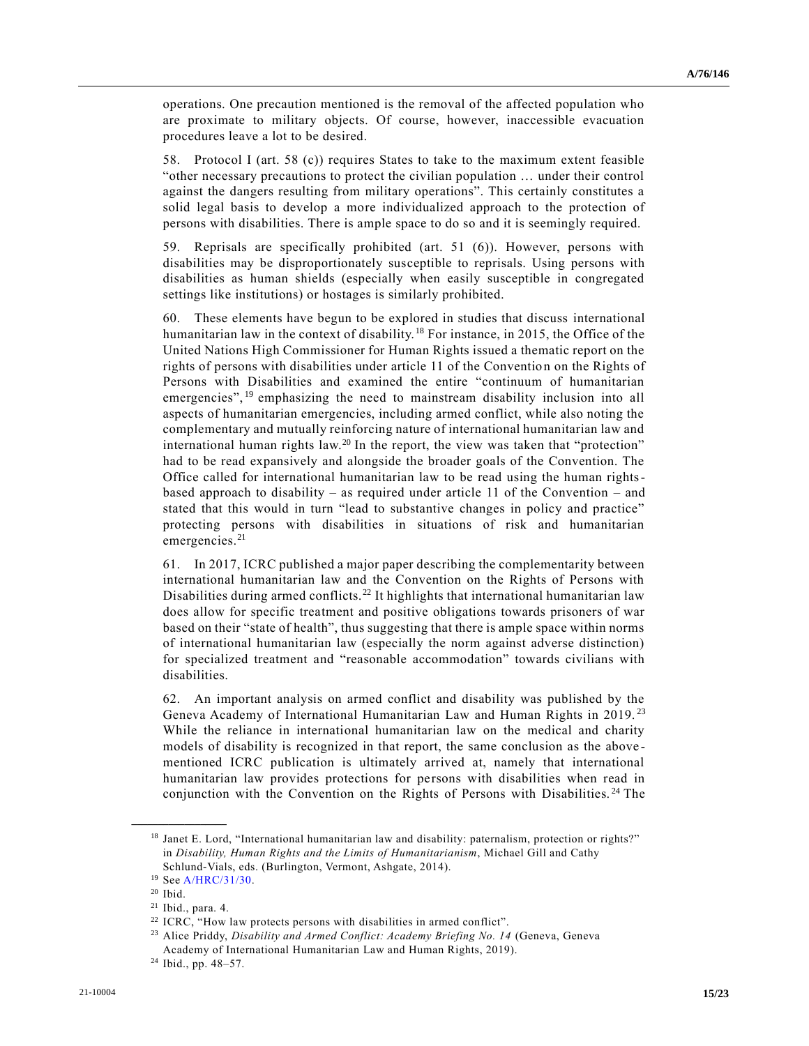operations. One precaution mentioned is the removal of the affected population who are proximate to military objects. Of course, however, inaccessible evacuation procedures leave a lot to be desired.

58. Protocol I (art. 58 (c)) requires States to take to the maximum extent feasible "other necessary precautions to protect the civilian population … under their control against the dangers resulting from military operations". This certainly constitutes a solid legal basis to develop a more individualized approach to the protection of persons with disabilities. There is ample space to do so and it is seemingly required.

59. Reprisals are specifically prohibited (art. 51 (6)). However, persons with disabilities may be disproportionately susceptible to reprisals. Using persons with disabilities as human shields (especially when easily susceptible in congregated settings like institutions) or hostages is similarly prohibited.

60. These elements have begun to be explored in studies that discuss international humanitarian law in the context of disability.[18] For instance, in 2015, the Office of the United Nations High Commissioner for Human Rights issued a thematic report on the rights of persons with disabilities under article 11 of the Convention on the Rights of Persons with Disabilities and examined the entire "continuum of humanitarian emergencies",[19] emphasizing the need to mainstream disability inclusion into all aspects of humanitarian emergencies, including armed conflict, while also noting the complementary and mutually reinforcing nature of international humanitarian law and international human rights law.[20] In the report, the view was taken that "protection" had to be read expansively and alongside the broader goals of the Convention. The Office called for international humanitarian law to be read using the human rights-based approach to disability – as required under article 11 of the Convention – and stated that this would in turn "lead to substantive changes in policy and practice" protecting persons with disabilities in situations of risk and humanitarian emergencies.[21]

61. In 2017, ICRC published a major paper describing the complementarity between international humanitarian law and the Convention on the Rights of Persons with Disabilities during armed conflicts.[22] It highlights that international humanitarian law does allow for specific treatment and positive obligations towards prisoners of war based on their "state of health", thus suggesting that there is ample space within norms of international humanitarian law (especially the norm against adverse distinction) for specialized treatment and "reasonable accommodation" towards civilians with disabilities.

62. An important analysis on armed conflict and disability was published by the Geneva Academy of International Humanitarian Law and Human Rights in 2019.[23] While the reliance in international humanitarian law on the medical and charity models of disability is recognized in that report, the same conclusion as the above-mentioned ICRC publication is ultimately arrived at, namely that international humanitarian law provides protections for persons with disabilities when read in conjunction with the Convention on the Rights of Persons with Disabilities.[24] The

---

[18] Janet E. Lord, "International humanitarian law and disability: paternalism, protection or rights?" in *Disability, Human Rights and the Limits of Humanitarianism*, Michael Gill and Cathy Schlund-Vials, eds. (Burlington, Vermont, Ashgate, 2014).

[19] See A/HRC/31/30.

[20] Ibid.

[21] Ibid., para. 4.

[22] ICRC, "How law protects persons with disabilities in armed conflict".

[23] Alice Priddy, *Disability and Armed Conflict: Academy Briefing No. 14* (Geneva, Geneva Academy of International Humanitarian Law and Human Rights, 2019).

[24] Ibid., pp. 48–57.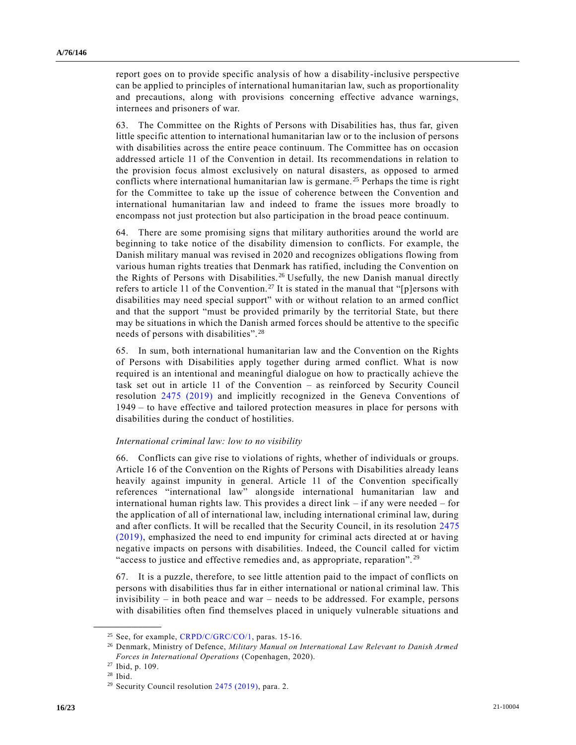report goes on to provide specific analysis of how a disability-inclusive perspective can be applied to principles of international humanitarian law, such as proportionality and precautions, along with provisions concerning effective advance warnings, internees and prisoners of war.

63. The Committee on the Rights of Persons with Disabilities has, thus far, given little specific attention to international humanitarian law or to the inclusion of persons with disabilities across the entire peace continuum. The Committee has on occasion addressed article 11 of the Convention in detail. Its recommendations in relation to the provision focus almost exclusively on natural disasters, as opposed to armed conflicts where international humanitarian law is germane.[25] Perhaps the time is right for the Committee to take up the issue of coherence between the Convention and international humanitarian law and indeed to frame the issues more broadly to encompass not just protection but also participation in the broad peace continuum.

64. There are some promising signs that military authorities around the world are beginning to take notice of the disability dimension to conflicts. For example, the Danish military manual was revised in 2020 and recognizes obligations flowing from various human rights treaties that Denmark has ratified, including the Convention on the Rights of Persons with Disabilities.[26] Usefully, the new Danish manual directly refers to article 11 of the Convention.[27] It is stated in the manual that "[p]ersons with disabilities may need special support" with or without relation to an armed conflict and that the support "must be provided primarily by the territorial State, but there may be situations in which the Danish armed forces should be attentive to the specific needs of persons with disabilities".[28]

65. In sum, both international humanitarian law and the Convention on the Rights of Persons with Disabilities apply together during armed conflict. What is now required is an intentional and meaningful dialogue on how to practically achieve the task set out in article 11 of the Convention – as reinforced by Security Council resolution 2475 (2019) and implicitly recognized in the Geneva Conventions of 1949 – to have effective and tailored protection measures in place for persons with disabilities during the conduct of hostilities.

*International criminal law: low to no visibility*

66. Conflicts can give rise to violations of rights, whether of individuals or groups. Article 16 of the Convention on the Rights of Persons with Disabilities already leans heavily against impunity in general. Article 11 of the Convention specifically references "international law" alongside international humanitarian law and international human rights law. This provides a direct link – if any were needed – for the application of all of international law, including international criminal law, during and after conflicts. It will be recalled that the Security Council, in its resolution 2475 (2019), emphasized the need to end impunity for criminal acts directed at or having negative impacts on persons with disabilities. Indeed, the Council called for victim "access to justice and effective remedies and, as appropriate, reparation".[29]

67. It is a puzzle, therefore, to see little attention paid to the impact of conflicts on persons with disabilities thus far in either international or national criminal law. This invisibility – in both peace and war – needs to be addressed. For example, persons with disabilities often find themselves placed in uniquely vulnerable situations and

---

[25] See, for example, CRPD/C/GRC/CO/1, paras. 15-16.

[26] Denmark, Ministry of Defence, *Military Manual on International Law Relevant to Danish Armed Forces in International Operations* (Copenhagen, 2020).

[27] Ibid, p. 109.

[28] Ibid.

[29] Security Council resolution 2475 (2019), para. 2.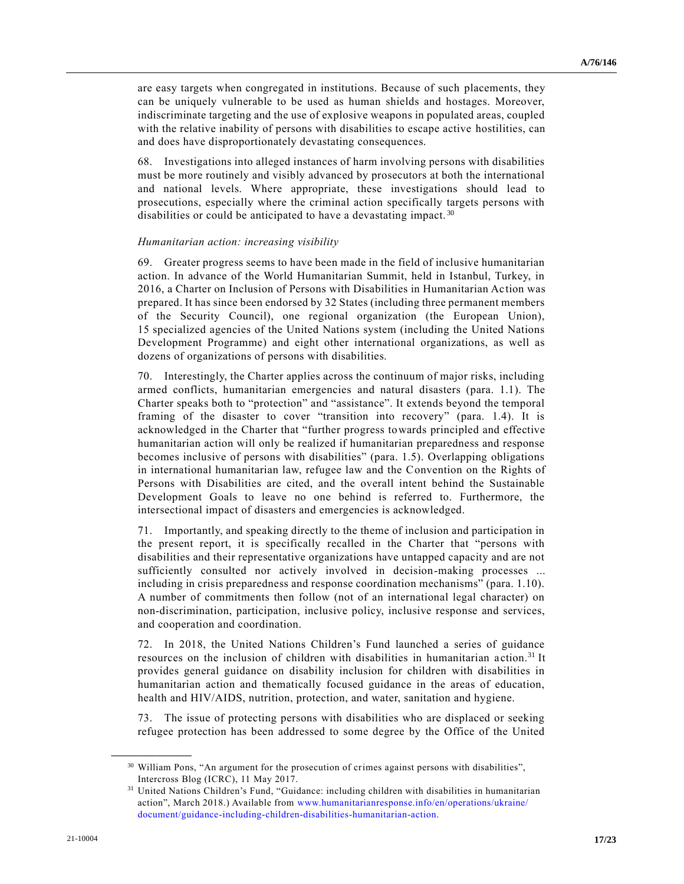are easy targets when congregated in institutions. Because of such placements, they can be uniquely vulnerable to be used as human shields and hostages. Moreover, indiscriminate targeting and the use of explosive weapons in populated areas, coupled with the relative inability of persons with disabilities to escape active hostilities, can and does have disproportionately devastating consequences.

68. Investigations into alleged instances of harm involving persons with disabilities must be more routinely and visibly advanced by prosecutors at both the international and national levels. Where appropriate, these investigations should lead to prosecutions, especially where the criminal action specifically targets persons with disabilities or could be anticipated to have a devastating impact.[30]

*Humanitarian action: increasing visibility*

69. Greater progress seems to have been made in the field of inclusive humanitarian action. In advance of the World Humanitarian Summit, held in Istanbul, Turkey, in 2016, a Charter on Inclusion of Persons with Disabilities in Humanitarian Action was prepared. It has since been endorsed by 32 States (including three permanent members of the Security Council), one regional organization (the European Union), 15 specialized agencies of the United Nations system (including the United Nations Development Programme) and eight other international organizations, as well as dozens of organizations of persons with disabilities.

70. Interestingly, the Charter applies across the continuum of major risks, including armed conflicts, humanitarian emergencies and natural disasters (para. 1.1). The Charter speaks both to "protection" and "assistance". It extends beyond the temporal framing of the disaster to cover "transition into recovery" (para. 1.4). It is acknowledged in the Charter that "further progress towards principled and effective humanitarian action will only be realized if humanitarian preparedness and response becomes inclusive of persons with disabilities" (para. 1.5). Overlapping obligations in international humanitarian law, refugee law and the Convention on the Rights of Persons with Disabilities are cited, and the overall intent behind the Sustainable Development Goals to leave no one behind is referred to. Furthermore, the intersectional impact of disasters and emergencies is acknowledged.

71. Importantly, and speaking directly to the theme of inclusion and participation in the present report, it is specifically recalled in the Charter that "persons with disabilities and their representative organizations have untapped capacity and are not sufficiently consulted nor actively involved in decision-making processes ... including in crisis preparedness and response coordination mechanisms" (para. 1.10). A number of commitments then follow (not of an international legal character) on non-discrimination, participation, inclusive policy, inclusive response and services, and cooperation and coordination.

72. In 2018, the United Nations Children's Fund launched a series of guidance resources on the inclusion of children with disabilities in humanitarian action.[31] It provides general guidance on disability inclusion for children with disabilities in humanitarian action and thematically focused guidance in the areas of education, health and HIV/AIDS, nutrition, protection, and water, sanitation and hygiene.

73. The issue of protecting persons with disabilities who are displaced or seeking refugee protection has been addressed to some degree by the Office of the United

---

[30] William Pons, "An argument for the prosecution of crimes against persons with disabilities", Intercross Blog (ICRC), 11 May 2017.

[31] United Nations Children's Fund, "Guidance: including children with disabilities in humanitarian action", March 2018.) Available from www.humanitarianresponse.info/en/operations/ukraine/document/guidance-including-children-disabilities-humanitarian-action.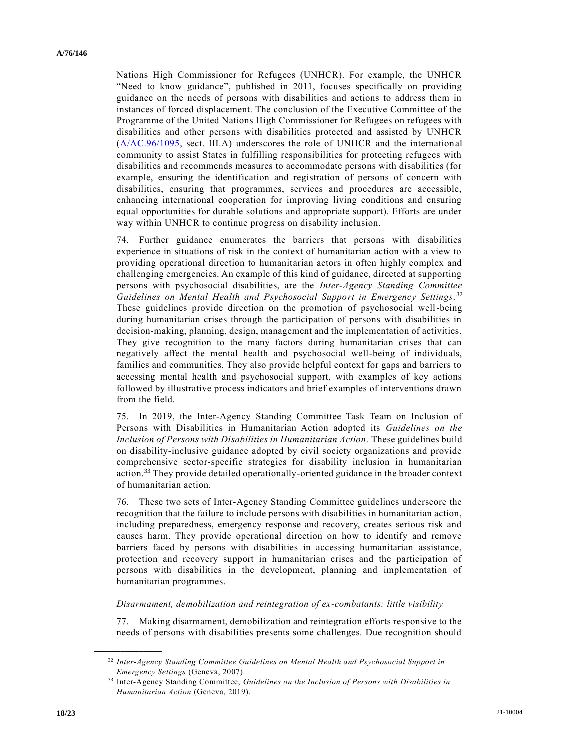Nations High Commissioner for Refugees (UNHCR). For example, the UNHCR "Need to know guidance", published in 2011, focuses specifically on providing guidance on the needs of persons with disabilities and actions to address them in instances of forced displacement. The conclusion of the Executive Committee of the Programme of the United Nations High Commissioner for Refugees on refugees with disabilities and other persons with disabilities protected and assisted by UNHCR (A/AC.96/1095, sect. III.A) underscores the role of UNHCR and the international community to assist States in fulfilling responsibilities for protecting refugees with disabilities and recommends measures to accommodate persons with disabilities (for example, ensuring the identification and registration of persons of concern with disabilities, ensuring that programmes, services and procedures are accessible, enhancing international cooperation for improving living conditions and ensuring equal opportunities for durable solutions and appropriate support). Efforts are under way within UNHCR to continue progress on disability inclusion.

74. Further guidance enumerates the barriers that persons with disabilities experience in situations of risk in the context of humanitarian action with a view to providing operational direction to humanitarian actors in often highly complex and challenging emergencies. An example of this kind of guidance, directed at supporting persons with psychosocial disabilities, are the *Inter-Agency Standing Committee Guidelines on Mental Health and Psychosocial Support in Emergency Settings*.[32] These guidelines provide direction on the promotion of psychosocial well-being during humanitarian crises through the participation of persons with disabilities in decision-making, planning, design, management and the implementation of activities. They give recognition to the many factors during humanitarian crises that can negatively affect the mental health and psychosocial well-being of individuals, families and communities. They also provide helpful context for gaps and barriers to accessing mental health and psychosocial support, with examples of key actions followed by illustrative process indicators and brief examples of interventions drawn from the field.

75. In 2019, the Inter-Agency Standing Committee Task Team on Inclusion of Persons with Disabilities in Humanitarian Action adopted its *Guidelines on the Inclusion of Persons with Disabilities in Humanitarian Action*. These guidelines build on disability-inclusive guidance adopted by civil society organizations and provide comprehensive sector-specific strategies for disability inclusion in humanitarian action.[33] They provide detailed operationally-oriented guidance in the broader context of humanitarian action.

76. These two sets of Inter-Agency Standing Committee guidelines underscore the recognition that the failure to include persons with disabilities in humanitarian action, including preparedness, emergency response and recovery, creates serious risk and causes harm. They provide operational direction on how to identify and remove barriers faced by persons with disabilities in accessing humanitarian assistance, protection and recovery support in humanitarian crises and the participation of persons with disabilities in the development, planning and implementation of humanitarian programmes.

*Disarmament, demobilization and reintegration of ex-combatants: little visibility*

77. Making disarmament, demobilization and reintegration efforts responsive to the needs of persons with disabilities presents some challenges. Due recognition should

---

[32] *Inter-Agency Standing Committee Guidelines on Mental Health and Psychosocial Support in Emergency Settings* (Geneva, 2007).

[33] Inter-Agency Standing Committee, *Guidelines on the Inclusion of Persons with Disabilities in Humanitarian Action* (Geneva, 2019).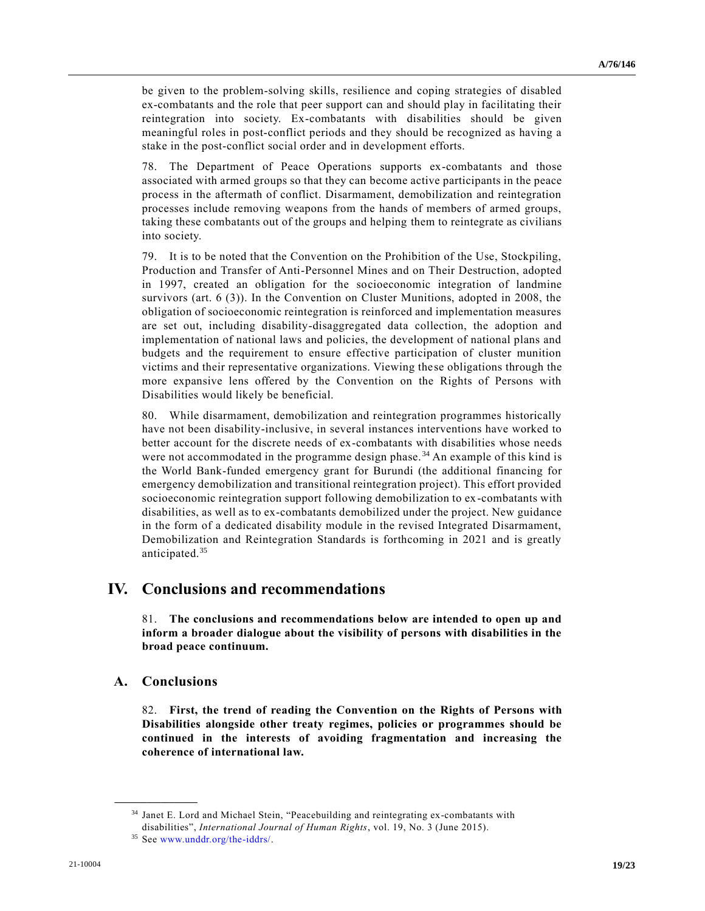be given to the problem-solving skills, resilience and coping strategies of disabled ex-combatants and the role that peer support can and should play in facilitating their reintegration into society. Ex-combatants with disabilities should be given meaningful roles in post-conflict periods and they should be recognized as having a stake in the post-conflict social order and in development efforts.

78. The Department of Peace Operations supports ex-combatants and those associated with armed groups so that they can become active participants in the peace process in the aftermath of conflict. Disarmament, demobilization and reintegration processes include removing weapons from the hands of members of armed groups, taking these combatants out of the groups and helping them to reintegrate as civilians into society.

79. It is to be noted that the Convention on the Prohibition of the Use, Stockpiling, Production and Transfer of Anti-Personnel Mines and on Their Destruction, adopted in 1997, created an obligation for the socioeconomic integration of landmine survivors (art. 6 (3)). In the Convention on Cluster Munitions, adopted in 2008, the obligation of socioeconomic reintegration is reinforced and implementation measures are set out, including disability-disaggregated data collection, the adoption and implementation of national laws and policies, the development of national plans and budgets and the requirement to ensure effective participation of cluster munition victims and their representative organizations. Viewing these obligations through the more expansive lens offered by the Convention on the Rights of Persons with Disabilities would likely be beneficial.

80. While disarmament, demobilization and reintegration programmes historically have not been disability-inclusive, in several instances interventions have worked to better account for the discrete needs of ex-combatants with disabilities whose needs were not accommodated in the programme design phase.[34] An example of this kind is the World Bank-funded emergency grant for Burundi (the additional financing for emergency demobilization and transitional reintegration project). This effort provided socioeconomic reintegration support following demobilization to ex-combatants with disabilities, as well as to ex-combatants demobilized under the project. New guidance in the form of a dedicated disability module in the revised Integrated Disarmament, Demobilization and Reintegration Standards is forthcoming in 2021 and is greatly anticipated.[35]

# IV. Conclusions and recommendations

81. **The conclusions and recommendations below are intended to open up and inform a broader dialogue about the visibility of persons with disabilities in the broad peace continuum.**

## A. Conclusions

82. **First, the trend of reading the Convention on the Rights of Persons with Disabilities alongside other treaty regimes, policies or programmes should be continued in the interests of avoiding fragmentation and increasing the coherence of international law.**

---

[34] Janet E. Lord and Michael Stein, "Peacebuilding and reintegrating ex-combatants with disabilities", *International Journal of Human Rights*, vol. 19, No. 3 (June 2015).

[35] See www.unddr.org/the-iddrs/.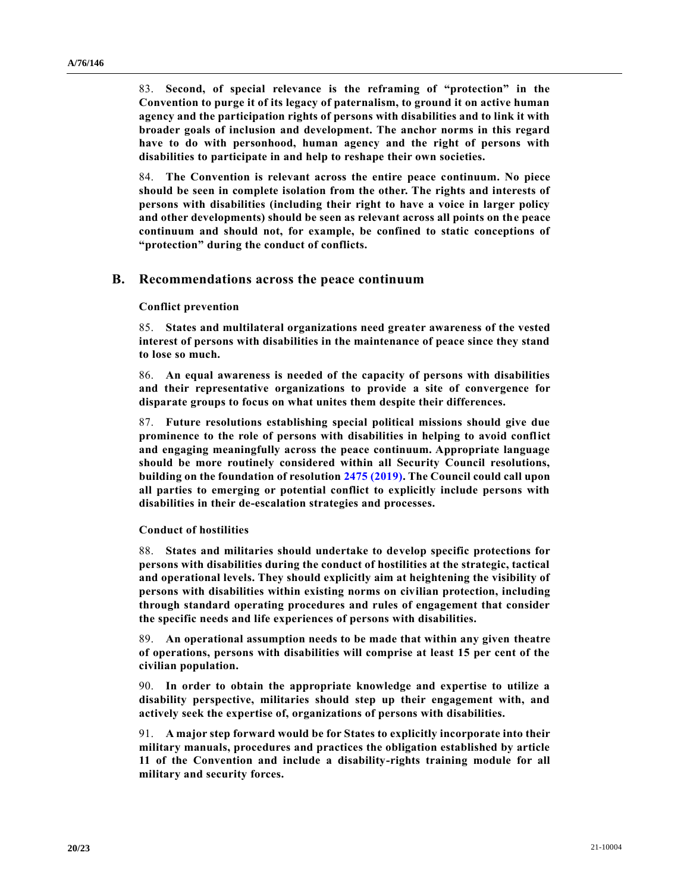83. **Second, of special relevance is the reframing of "protection" in the Convention to purge it of its legacy of paternalism, to ground it on active human agency and the participation rights of persons with disabilities and to link it with broader goals of inclusion and development. The anchor norms in this regard have to do with personhood, human agency and the right of persons with disabilities to participate in and help to reshape their own societies.**

84. **The Convention is relevant across the entire peace continuum. No piece should be seen in complete isolation from the other. The rights and interests of persons with disabilities (including their right to have a voice in larger policy and other developments) should be seen as relevant across all points on the peace continuum and should not, for example, be confined to static conceptions of "protection" during the conduct of conflicts.**

## B. Recommendations across the peace continuum

### Conflict prevention

85. **States and multilateral organizations need greater awareness of the vested interest of persons with disabilities in the maintenance of peace since they stand to lose so much.**

86. **An equal awareness is needed of the capacity of persons with disabilities and their representative organizations to provide a site of convergence for disparate groups to focus on what unites them despite their differences.**

87. **Future resolutions establishing special political missions should give due prominence to the role of persons with disabilities in helping to avoid conflict and engaging meaningfully across the peace continuum. Appropriate language should be more routinely considered within all Security Council resolutions, building on the foundation of resolution 2475 (2019). The Council could call upon all parties to emerging or potential conflict to explicitly include persons with disabilities in their de-escalation strategies and processes.**

### Conduct of hostilities

88. **States and militaries should undertake to develop specific protections for persons with disabilities during the conduct of hostilities at the strategic, tactical and operational levels. They should explicitly aim at heightening the visibility of persons with disabilities within existing norms on civilian protection, including through standard operating procedures and rules of engagement that consider the specific needs and life experiences of persons with disabilities.**

89. **An operational assumption needs to be made that within any given theatre of operations, persons with disabilities will comprise at least 15 per cent of the civilian population.**

90. **In order to obtain the appropriate knowledge and expertise to utilize a disability perspective, militaries should step up their engagement with, and actively seek the expertise of, organizations of persons with disabilities.**

91. **A major step forward would be for States to explicitly incorporate into their military manuals, procedures and practices the obligation established by article 11 of the Convention and include a disability-rights training module for all military and security forces.**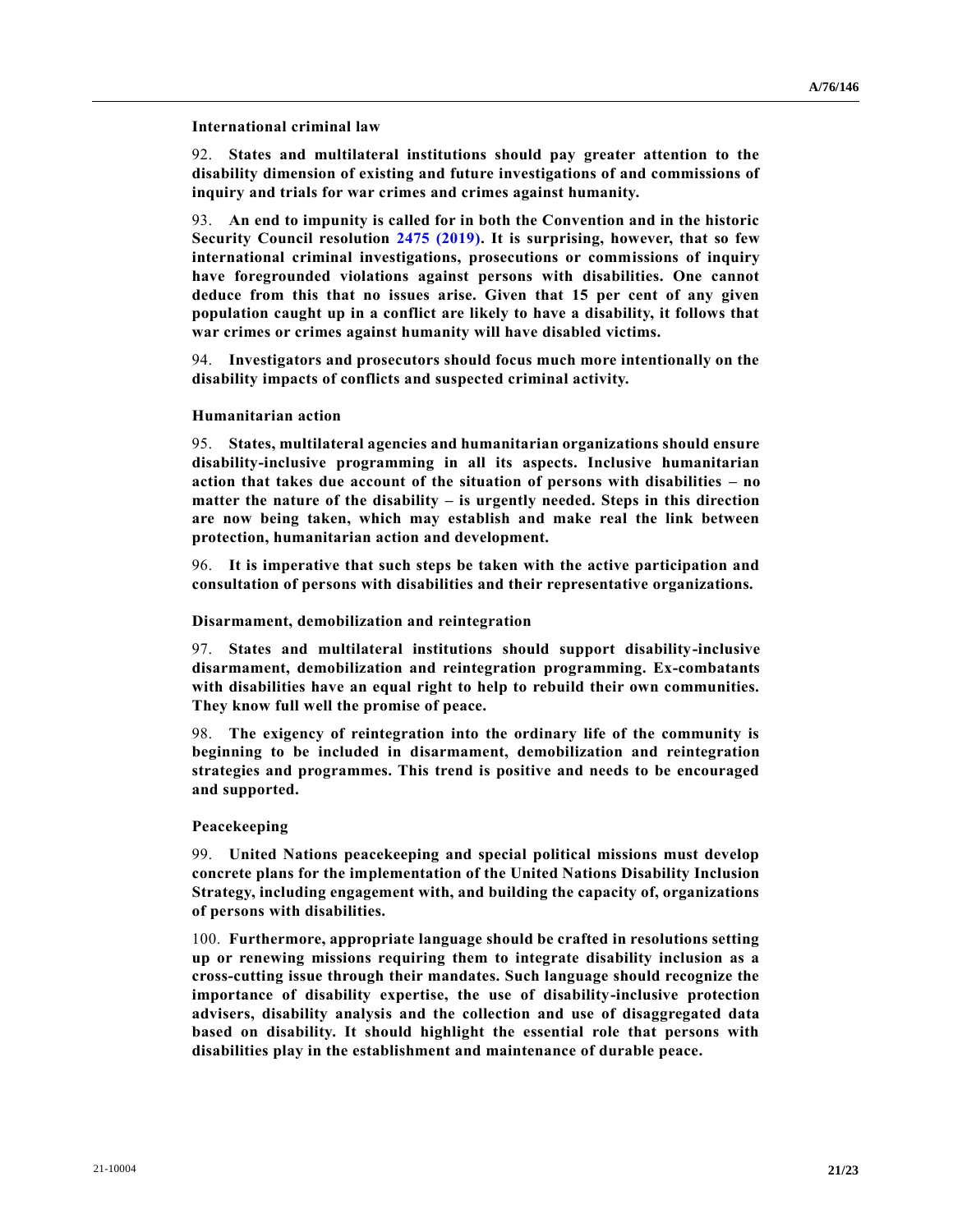#### International criminal law

92. **States and multilateral institutions should pay greater attention to the disability dimension of existing and future investigations of and commissions of inquiry and trials for war crimes and crimes against humanity.**

93. **An end to impunity is called for in both the Convention and in the historic Security Council resolution 2475 (2019). It is surprising, however, that so few international criminal investigations, prosecutions or commissions of inquiry have foregrounded violations against persons with disabilities. One cannot deduce from this that no issues arise. Given that 15 per cent of any given population caught up in a conflict are likely to have a disability, it follows that war crimes or crimes against humanity will have disabled victims.**

94. **Investigators and prosecutors should focus much more intentionally on the disability impacts of conflicts and suspected criminal activity.**

#### Humanitarian action

95. **States, multilateral agencies and humanitarian organizations should ensure disability-inclusive programming in all its aspects. Inclusive humanitarian action that takes due account of the situation of persons with disabilities – no matter the nature of the disability – is urgently needed. Steps in this direction are now being taken, which may establish and make real the link between protection, humanitarian action and development.**

96. **It is imperative that such steps be taken with the active participation and consultation of persons with disabilities and their representative organizations.**

#### Disarmament, demobilization and reintegration

97. **States and multilateral institutions should support disability-inclusive disarmament, demobilization and reintegration programming. Ex-combatants with disabilities have an equal right to help to rebuild their own communities. They know full well the promise of peace.**

98. **The exigency of reintegration into the ordinary life of the community is beginning to be included in disarmament, demobilization and reintegration strategies and programmes. This trend is positive and needs to be encouraged and supported.**

#### Peacekeeping

99. **United Nations peacekeeping and special political missions must develop concrete plans for the implementation of the United Nations Disability Inclusion Strategy, including engagement with, and building the capacity of, organizations of persons with disabilities.**

100. **Furthermore, appropriate language should be crafted in resolutions setting up or renewing missions requiring them to integrate disability inclusion as a cross-cutting issue through their mandates. Such language should recognize the importance of disability expertise, the use of disability-inclusive protection advisers, disability analysis and the collection and use of disaggregated data based on disability. It should highlight the essential role that persons with disabilities play in the establishment and maintenance of durable peace.**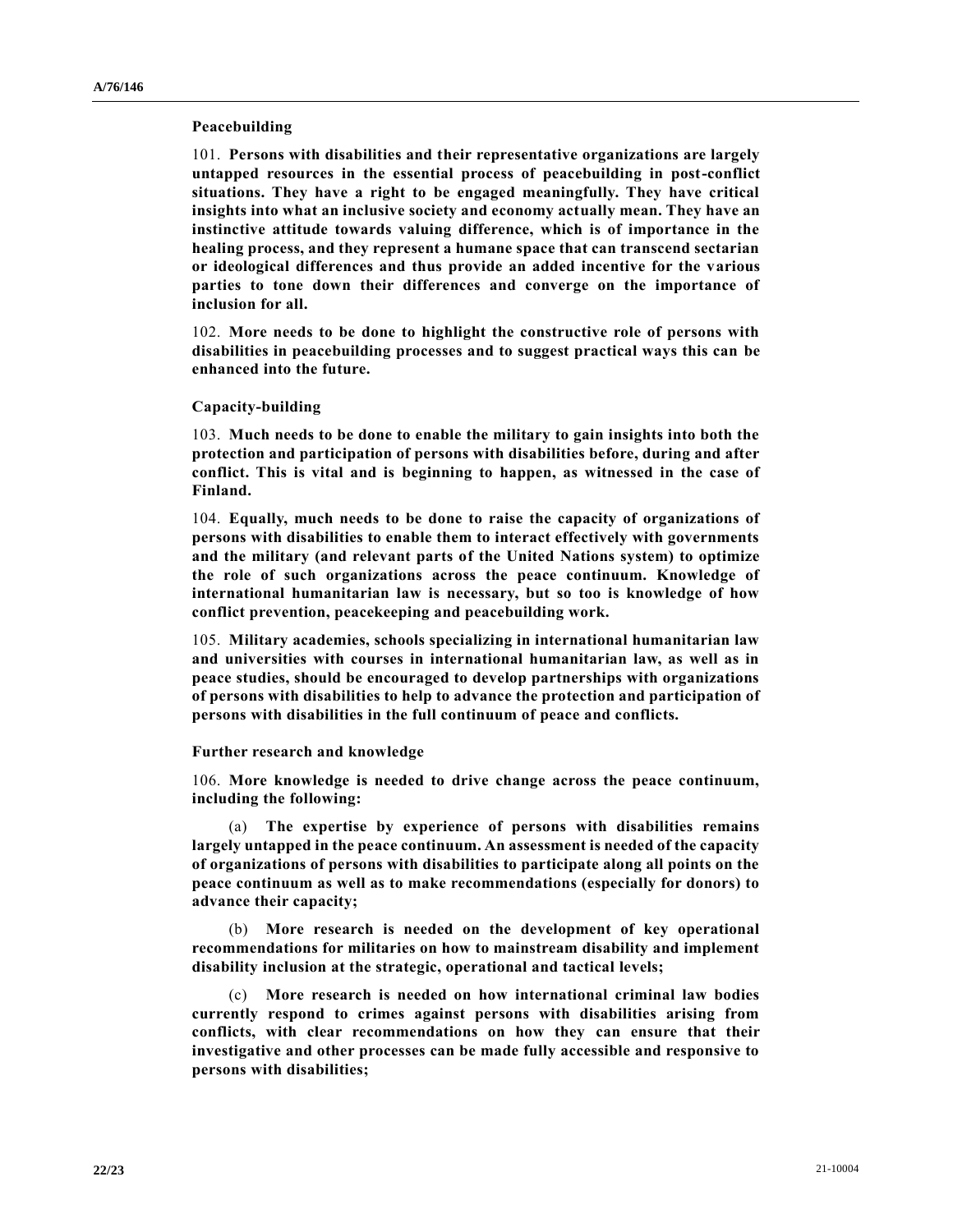**Peacebuilding**

101. **Persons with disabilities and their representative organizations are largely untapped resources in the essential process of peacebuilding in post-conflict situations. They have a right to be engaged meaningfully. They have critical insights into what an inclusive society and economy actually mean. They have an instinctive attitude towards valuing difference, which is of importance in the healing process, and they represent a humane space that can transcend sectarian or ideological differences and thus provide an added incentive for the various parties to tone down their differences and converge on the importance of inclusion for all.**

102. **More needs to be done to highlight the constructive role of persons with disabilities in peacebuilding processes and to suggest practical ways this can be enhanced into the future.**

**Capacity-building**

103. **Much needs to be done to enable the military to gain insights into both the protection and participation of persons with disabilities before, during and after conflict. This is vital and is beginning to happen, as witnessed in the case of Finland.**

104. **Equally, much needs to be done to raise the capacity of organizations of persons with disabilities to enable them to interact effectively with governments and the military (and relevant parts of the United Nations system) to optimize the role of such organizations across the peace continuum. Knowledge of international humanitarian law is necessary, but so too is knowledge of how conflict prevention, peacekeeping and peacebuilding work.**

105. **Military academies, schools specializing in international humanitarian law and universities with courses in international humanitarian law, as well as in peace studies, should be encouraged to develop partnerships with organizations of persons with disabilities to help to advance the protection and participation of persons with disabilities in the full continuum of peace and conflicts.**

**Further research and knowledge**

106. **More knowledge is needed to drive change across the peace continuum, including the following:**

(a) **The expertise by experience of persons with disabilities remains largely untapped in the peace continuum. An assessment is needed of the capacity of organizations of persons with disabilities to participate along all points on the peace continuum as well as to make recommendations (especially for donors) to advance their capacity;**

(b) **More research is needed on the development of key operational recommendations for militaries on how to mainstream disability and implement disability inclusion at the strategic, operational and tactical levels;**

(c) **More research is needed on how international criminal law bodies currently respond to crimes against persons with disabilities arising from conflicts, with clear recommendations on how they can ensure that their investigative and other processes can be made fully accessible and responsive to persons with disabilities;**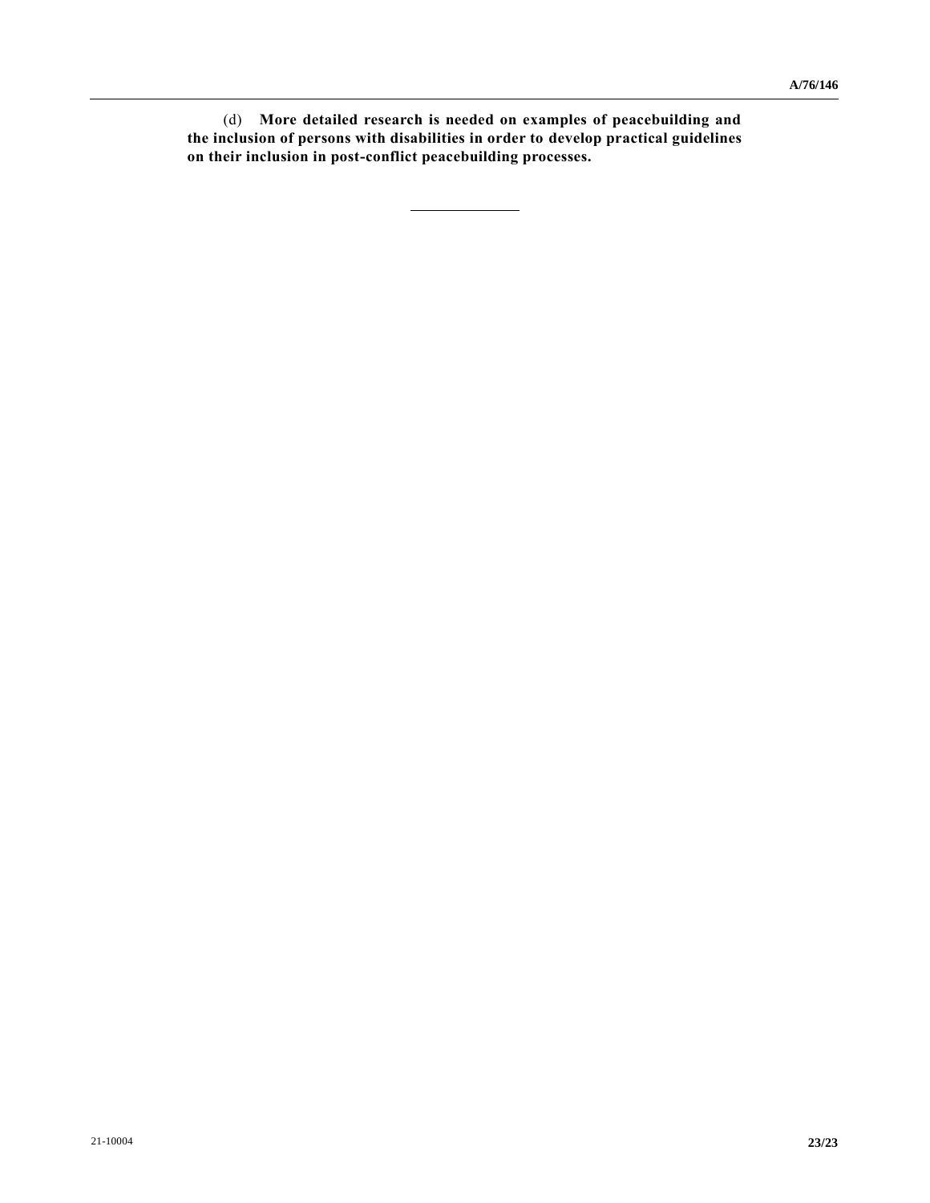(d) **More detailed research is needed on examples of peacebuilding and the inclusion of persons with disabilities in order to develop practical guidelines on their inclusion in post-conflict peacebuilding processes.**